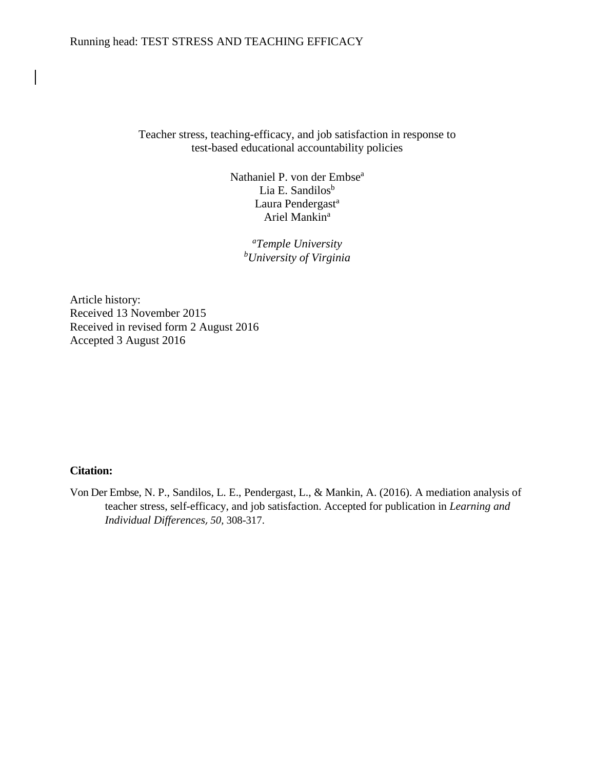# Teacher stress, teaching-efficacy, and job satisfaction in response to test-based educational accountability policies

Nathaniel P. von der Embse[a]
Lia E. Sandilos[b]
Laura Pendergast[a]
Ariel Mankin[a]

[a]*Temple University*
[b]*University of Virginia*

Article history:
Received 13 November 2015
Received in revised form 2 August 2016
Accepted 3 August 2016

**Citation:**

Von Der Embse, N. P., Sandilos, L. E., Pendergast, L., & Mankin, A. (2016). A mediation analysis of teacher stress, self-efficacy, and job satisfaction. Accepted for publication in *Learning and Individual Differences, 50*, 308-317.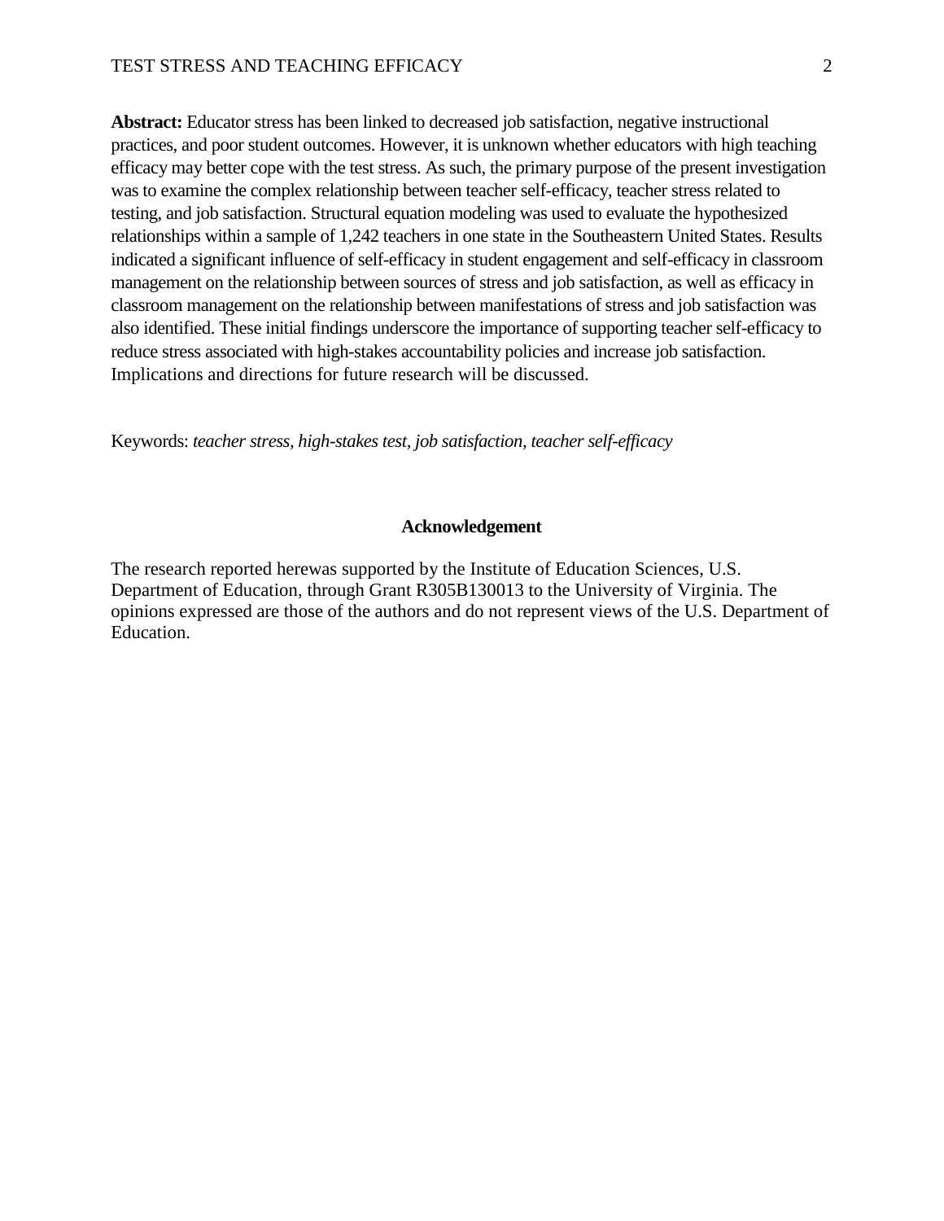**Abstract:** Educator stress has been linked to decreased job satisfaction, negative instructional practices, and poor student outcomes. However, it is unknown whether educators with high teaching efficacy may better cope with the test stress. As such, the primary purpose of the present investigation was to examine the complex relationship between teacher self-efficacy, teacher stress related to testing, and job satisfaction. Structural equation modeling was used to evaluate the hypothesized relationships within a sample of 1,242 teachers in one state in the Southeastern United States. Results indicated a significant influence of self-efficacy in student engagement and self-efficacy in classroom management on the relationship between sources of stress and job satisfaction, as well as efficacy in classroom management on the relationship between manifestations of stress and job satisfaction was also identified. These initial findings underscore the importance of supporting teacher self-efficacy to reduce stress associated with high-stakes accountability policies and increase job satisfaction. Implications and directions for future research will be discussed.

Keywords: *teacher stress, high-stakes test, job satisfaction, teacher self-efficacy*

## Acknowledgement

The research reported herewas supported by the Institute of Education Sciences, U.S. Department of Education, through Grant R305B130013 to the University of Virginia. The opinions expressed are those of the authors and do not represent views of the U.S. Department of Education.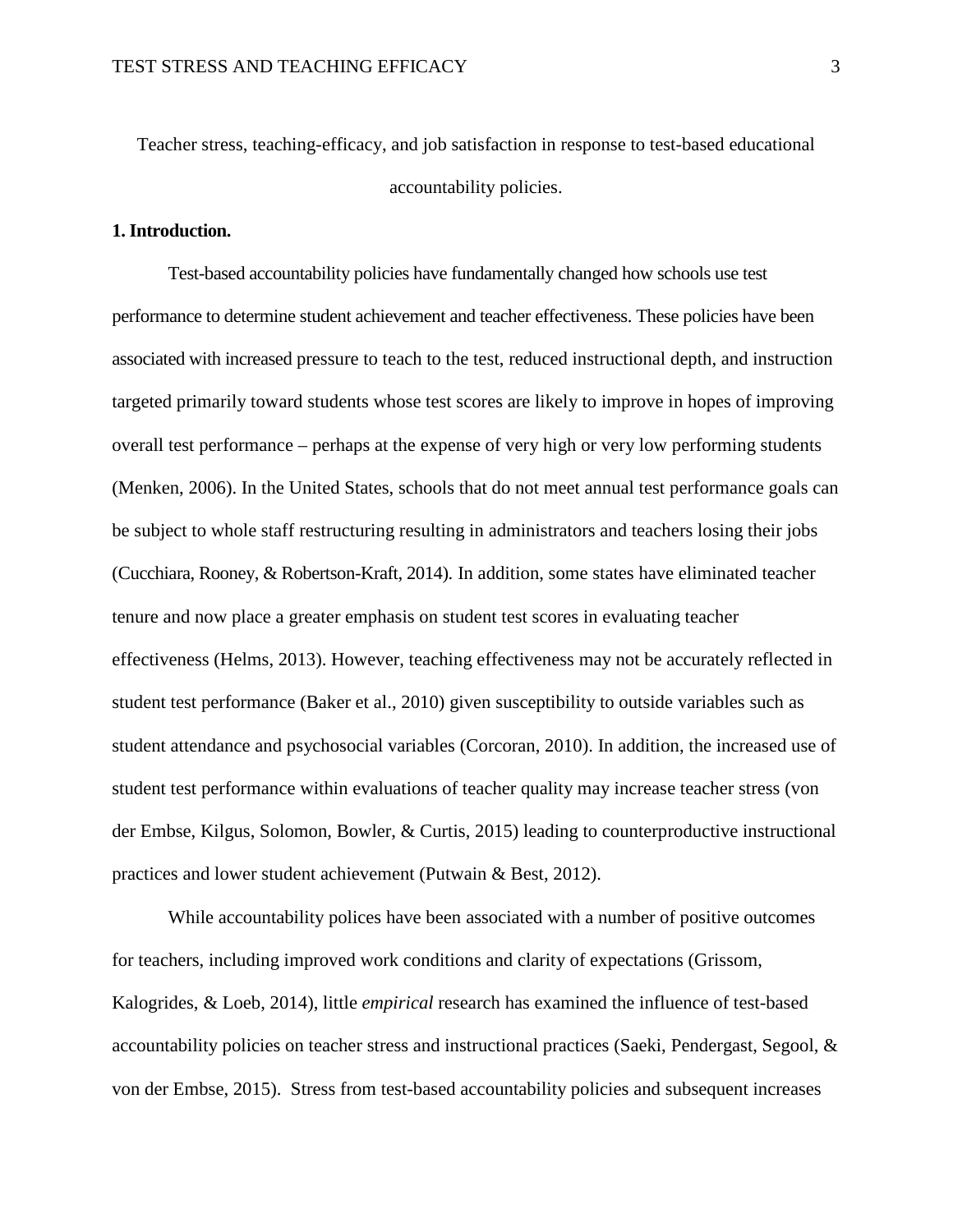Teacher stress, teaching-efficacy, and job satisfaction in response to test-based educational accountability policies.

## 1. Introduction.

Test-based accountability policies have fundamentally changed how schools use test performance to determine student achievement and teacher effectiveness. These policies have been associated with increased pressure to teach to the test, reduced instructional depth, and instruction targeted primarily toward students whose test scores are likely to improve in hopes of improving overall test performance – perhaps at the expense of very high or very low performing students (Menken, 2006). In the United States, schools that do not meet annual test performance goals can be subject to whole staff restructuring resulting in administrators and teachers losing their jobs (Cucchiara, Rooney, & Robertson-Kraft, 2014). In addition, some states have eliminated teacher tenure and now place a greater emphasis on student test scores in evaluating teacher effectiveness (Helms, 2013). However, teaching effectiveness may not be accurately reflected in student test performance (Baker et al., 2010) given susceptibility to outside variables such as student attendance and psychosocial variables (Corcoran, 2010). In addition, the increased use of student test performance within evaluations of teacher quality may increase teacher stress (von der Embse, Kilgus, Solomon, Bowler, & Curtis, 2015) leading to counterproductive instructional practices and lower student achievement (Putwain & Best, 2012).

While accountability polices have been associated with a number of positive outcomes for teachers, including improved work conditions and clarity of expectations (Grissom, Kalogrides, & Loeb, 2014), little *empirical* research has examined the influence of test-based accountability policies on teacher stress and instructional practices (Saeki, Pendergast, Segool, & von der Embse, 2015). Stress from test-based accountability policies and subsequent increases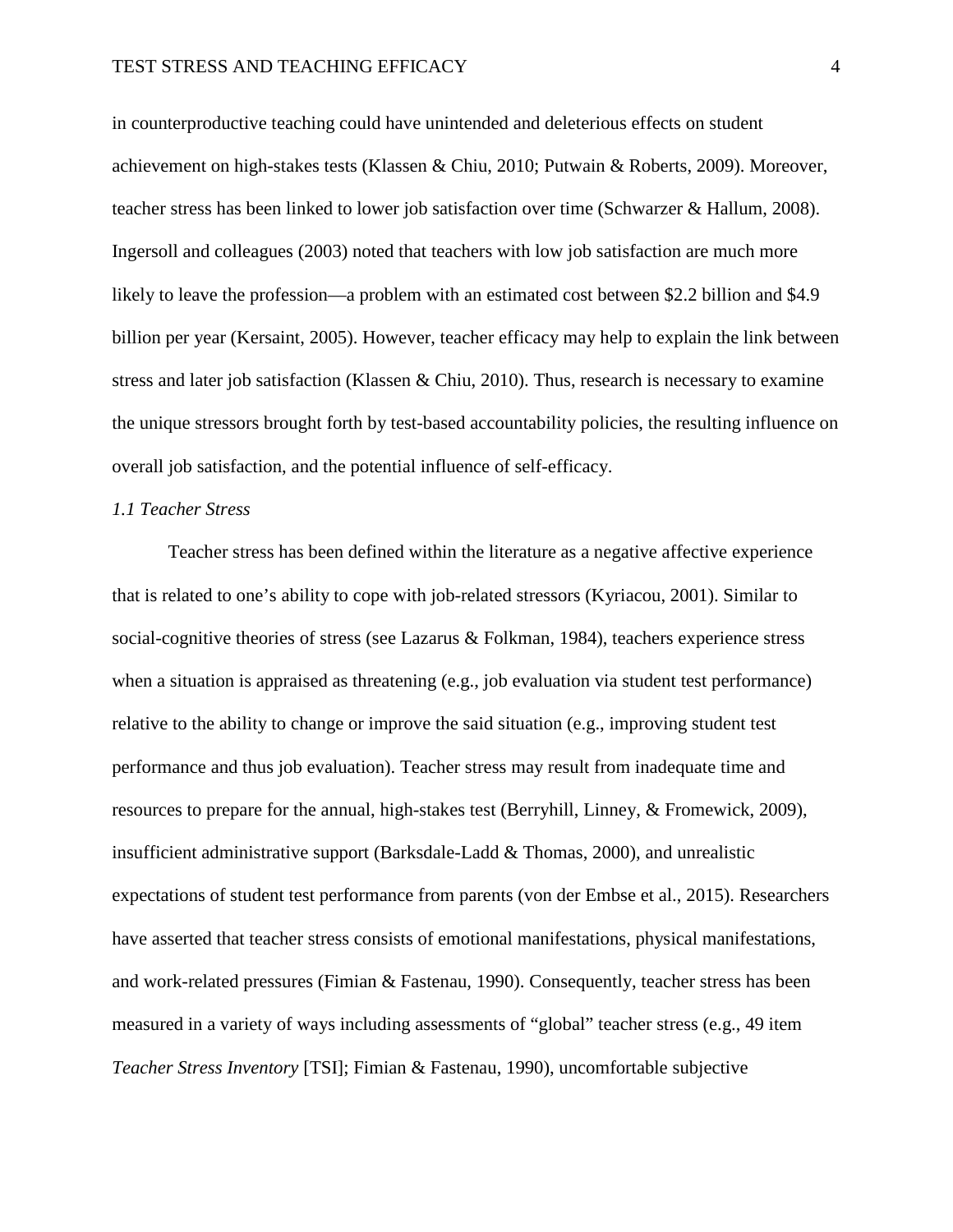in counterproductive teaching could have unintended and deleterious effects on student achievement on high-stakes tests (Klassen & Chiu, 2010; Putwain & Roberts, 2009). Moreover, teacher stress has been linked to lower job satisfaction over time (Schwarzer & Hallum, 2008). Ingersoll and colleagues (2003) noted that teachers with low job satisfaction are much more likely to leave the profession—a problem with an estimated cost between $2.2 billion and $4.9 billion per year (Kersaint, 2005). However, teacher efficacy may help to explain the link between stress and later job satisfaction (Klassen & Chiu, 2010). Thus, research is necessary to examine the unique stressors brought forth by test-based accountability policies, the resulting influence on overall job satisfaction, and the potential influence of self-efficacy.

### *1.1 Teacher Stress*

Teacher stress has been defined within the literature as a negative affective experience that is related to one's ability to cope with job-related stressors (Kyriacou, 2001). Similar to social-cognitive theories of stress (see Lazarus & Folkman, 1984), teachers experience stress when a situation is appraised as threatening (e.g., job evaluation via student test performance) relative to the ability to change or improve the said situation (e.g., improving student test performance and thus job evaluation). Teacher stress may result from inadequate time and resources to prepare for the annual, high-stakes test (Berryhill, Linney, & Fromewick, 2009), insufficient administrative support (Barksdale-Ladd & Thomas, 2000), and unrealistic expectations of student test performance from parents (von der Embse et al., 2015). Researchers have asserted that teacher stress consists of emotional manifestations, physical manifestations, and work-related pressures (Fimian & Fastenau, 1990). Consequently, teacher stress has been measured in a variety of ways including assessments of "global" teacher stress (e.g., 49 item *Teacher Stress Inventory* [TSI]; Fimian & Fastenau, 1990), uncomfortable subjective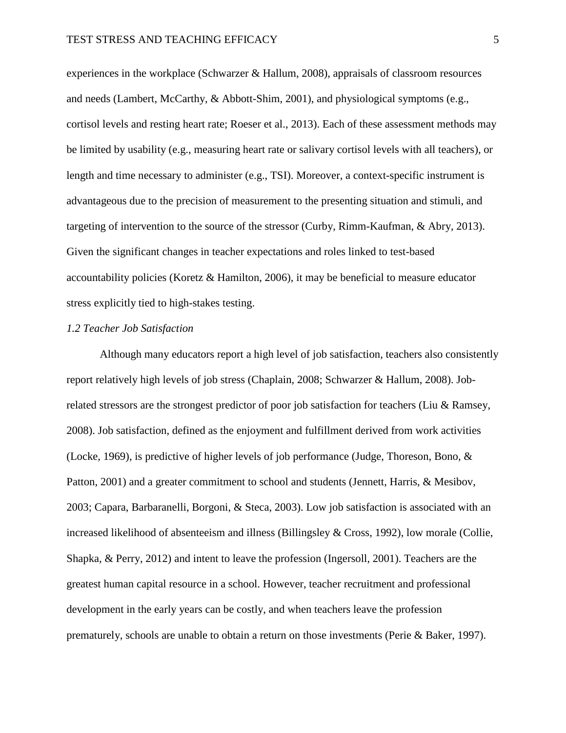experiences in the workplace (Schwarzer & Hallum, 2008), appraisals of classroom resources and needs (Lambert, McCarthy, & Abbott-Shim, 2001), and physiological symptoms (e.g., cortisol levels and resting heart rate; Roeser et al., 2013). Each of these assessment methods may be limited by usability (e.g., measuring heart rate or salivary cortisol levels with all teachers), or length and time necessary to administer (e.g., TSI). Moreover, a context-specific instrument is advantageous due to the precision of measurement to the presenting situation and stimuli, and targeting of intervention to the source of the stressor (Curby, Rimm-Kaufman, & Abry, 2013). Given the significant changes in teacher expectations and roles linked to test-based accountability policies (Koretz & Hamilton, 2006), it may be beneficial to measure educator stress explicitly tied to high-stakes testing.

### *1.2 Teacher Job Satisfaction*

Although many educators report a high level of job satisfaction, teachers also consistently report relatively high levels of job stress (Chaplain, 2008; Schwarzer & Hallum, 2008). Job-related stressors are the strongest predictor of poor job satisfaction for teachers (Liu & Ramsey, 2008). Job satisfaction, defined as the enjoyment and fulfillment derived from work activities (Locke, 1969), is predictive of higher levels of job performance (Judge, Thoreson, Bono, & Patton, 2001) and a greater commitment to school and students (Jennett, Harris, & Mesibov, 2003; Capara, Barbaranelli, Borgoni, & Steca, 2003). Low job satisfaction is associated with an increased likelihood of absenteeism and illness (Billingsley & Cross, 1992), low morale (Collie, Shapka, & Perry, 2012) and intent to leave the profession (Ingersoll, 2001). Teachers are the greatest human capital resource in a school. However, teacher recruitment and professional development in the early years can be costly, and when teachers leave the profession prematurely, schools are unable to obtain a return on those investments (Perie & Baker, 1997).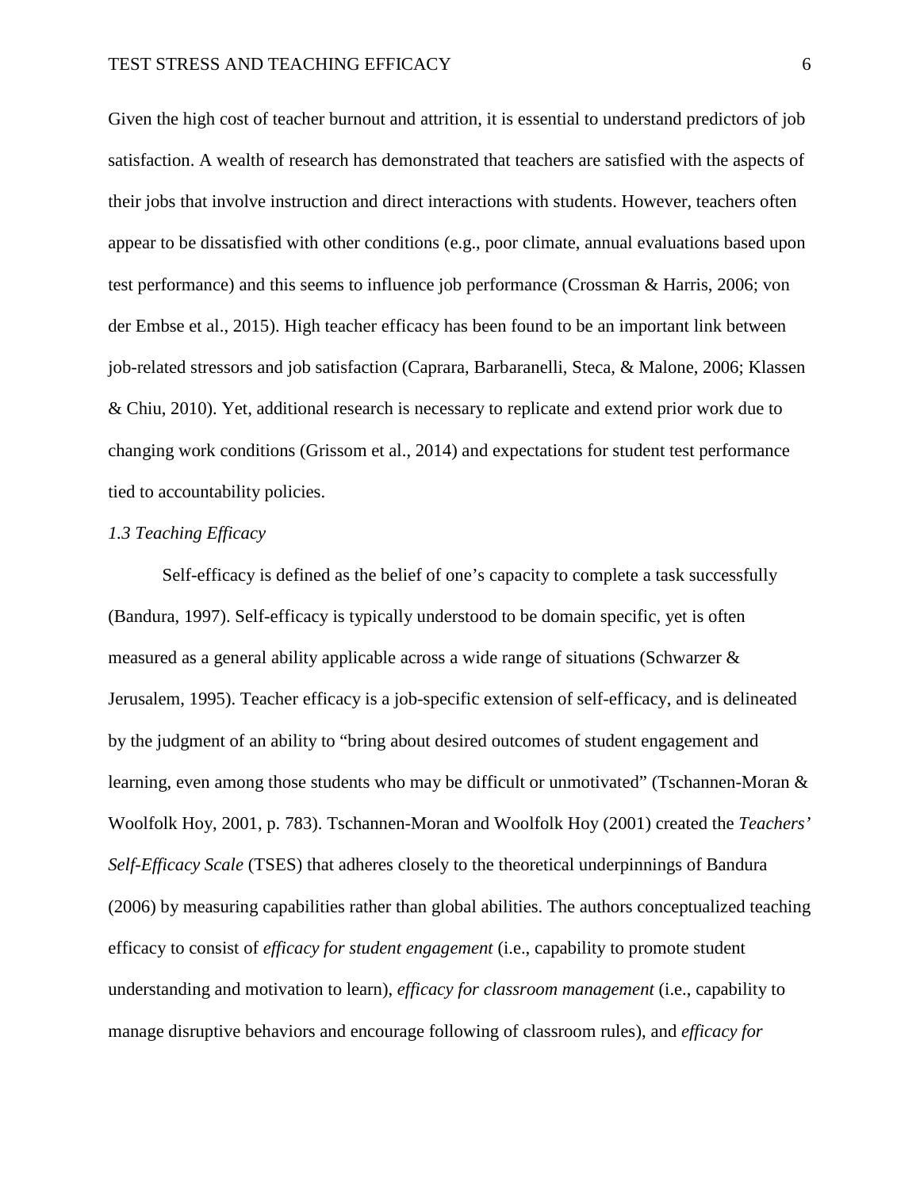Given the high cost of teacher burnout and attrition, it is essential to understand predictors of job satisfaction. A wealth of research has demonstrated that teachers are satisfied with the aspects of their jobs that involve instruction and direct interactions with students. However, teachers often appear to be dissatisfied with other conditions (e.g., poor climate, annual evaluations based upon test performance) and this seems to influence job performance (Crossman & Harris, 2006; von der Embse et al., 2015). High teacher efficacy has been found to be an important link between job-related stressors and job satisfaction (Caprara, Barbaranelli, Steca, & Malone, 2006; Klassen & Chiu, 2010). Yet, additional research is necessary to replicate and extend prior work due to changing work conditions (Grissom et al., 2014) and expectations for student test performance tied to accountability policies.

### *1.3 Teaching Efficacy*

Self-efficacy is defined as the belief of one's capacity to complete a task successfully (Bandura, 1997). Self-efficacy is typically understood to be domain specific, yet is often measured as a general ability applicable across a wide range of situations (Schwarzer & Jerusalem, 1995). Teacher efficacy is a job-specific extension of self-efficacy, and is delineated by the judgment of an ability to "bring about desired outcomes of student engagement and learning, even among those students who may be difficult or unmotivated" (Tschannen-Moran & Woolfolk Hoy, 2001, p. 783). Tschannen-Moran and Woolfolk Hoy (2001) created the *Teachers' Self-Efficacy Scale* (TSES) that adheres closely to the theoretical underpinnings of Bandura (2006) by measuring capabilities rather than global abilities. The authors conceptualized teaching efficacy to consist of *efficacy for student engagement* (i.e., capability to promote student understanding and motivation to learn), *efficacy for classroom management* (i.e., capability to manage disruptive behaviors and encourage following of classroom rules), and *efficacy for*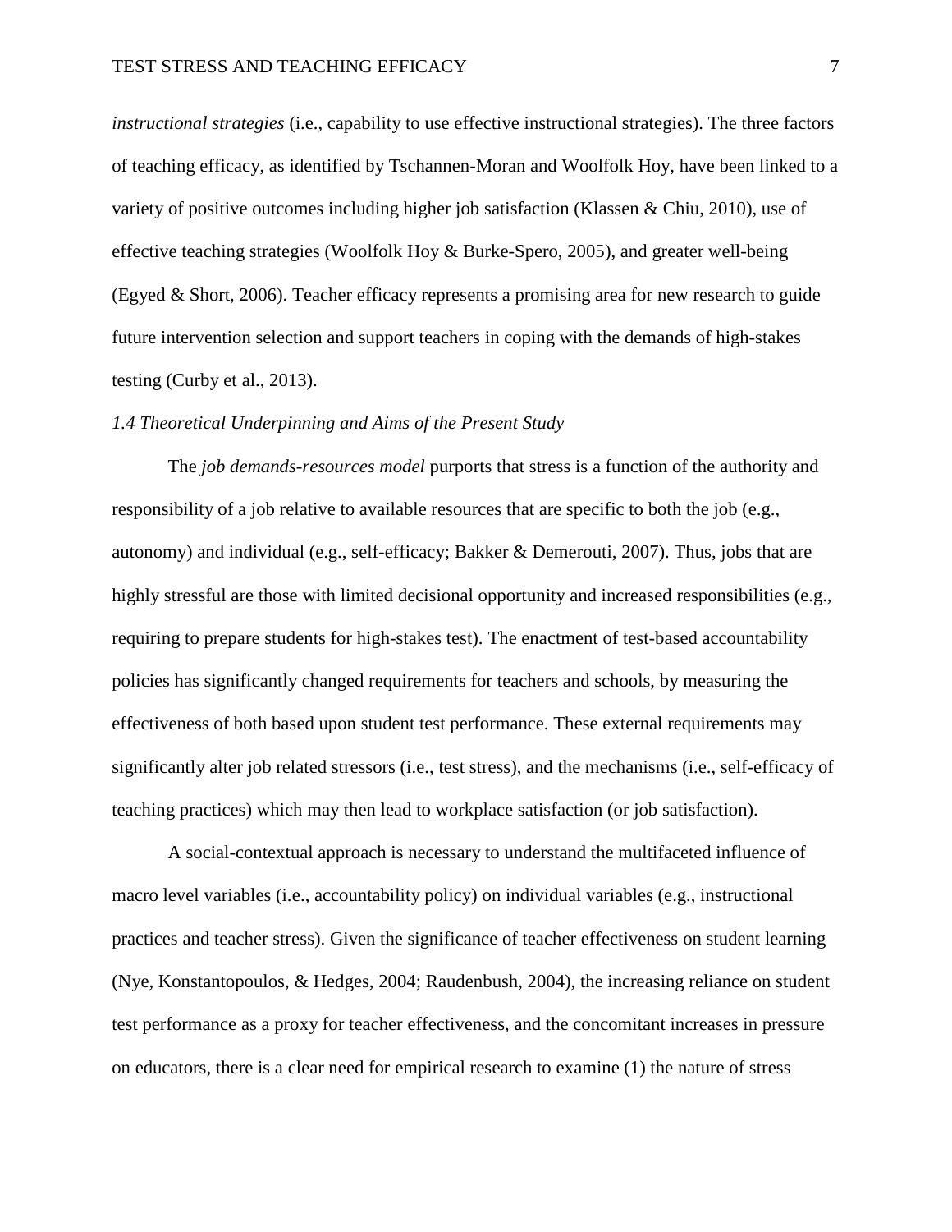*instructional strategies* (i.e., capability to use effective instructional strategies). The three factors of teaching efficacy, as identified by Tschannen-Moran and Woolfolk Hoy, have been linked to a variety of positive outcomes including higher job satisfaction (Klassen & Chiu, 2010), use of effective teaching strategies (Woolfolk Hoy & Burke-Spero, 2005), and greater well-being (Egyed & Short, 2006). Teacher efficacy represents a promising area for new research to guide future intervention selection and support teachers in coping with the demands of high-stakes testing (Curby et al., 2013).

### *1.4 Theoretical Underpinning and Aims of the Present Study*

The *job demands-resources model* purports that stress is a function of the authority and responsibility of a job relative to available resources that are specific to both the job (e.g., autonomy) and individual (e.g., self-efficacy; Bakker & Demerouti, 2007). Thus, jobs that are highly stressful are those with limited decisional opportunity and increased responsibilities (e.g., requiring to prepare students for high-stakes test). The enactment of test-based accountability policies has significantly changed requirements for teachers and schools, by measuring the effectiveness of both based upon student test performance. These external requirements may significantly alter job related stressors (i.e., test stress), and the mechanisms (i.e., self-efficacy of teaching practices) which may then lead to workplace satisfaction (or job satisfaction).

A social-contextual approach is necessary to understand the multifaceted influence of macro level variables (i.e., accountability policy) on individual variables (e.g., instructional practices and teacher stress). Given the significance of teacher effectiveness on student learning (Nye, Konstantopoulos, & Hedges, 2004; Raudenbush, 2004), the increasing reliance on student test performance as a proxy for teacher effectiveness, and the concomitant increases in pressure on educators, there is a clear need for empirical research to examine (1) the nature of stress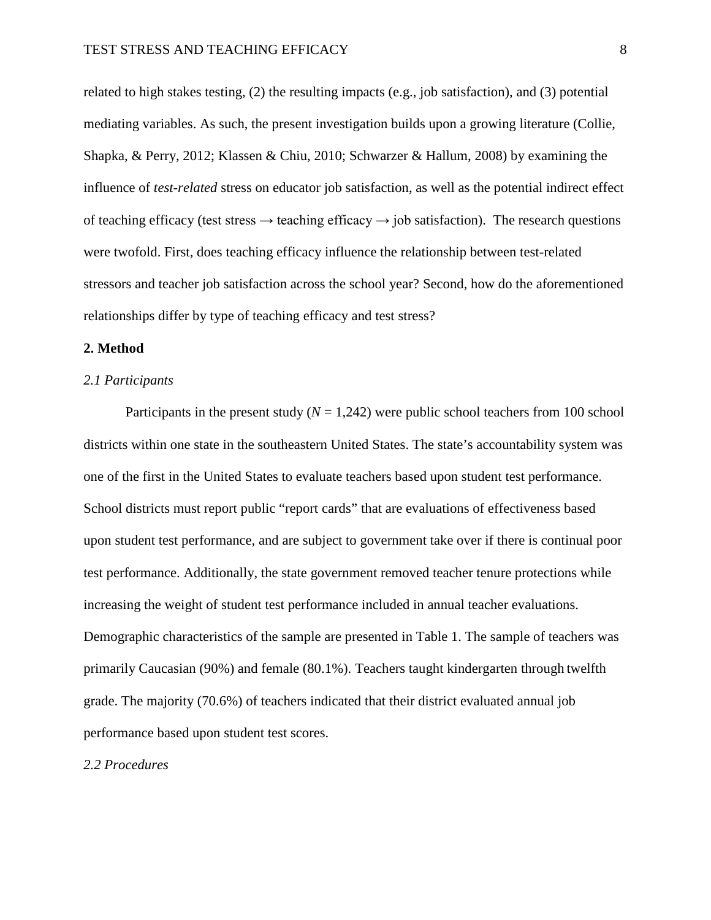related to high stakes testing, (2) the resulting impacts (e.g., job satisfaction), and (3) potential mediating variables. As such, the present investigation builds upon a growing literature (Collie, Shapka, & Perry, 2012; Klassen & Chiu, 2010; Schwarzer & Hallum, 2008) by examining the influence of *test-related* stress on educator job satisfaction, as well as the potential indirect effect of teaching efficacy (test stress → teaching efficacy → job satisfaction). The research questions were twofold. First, does teaching efficacy influence the relationship between test-related stressors and teacher job satisfaction across the school year? Second, how do the aforementioned relationships differ by type of teaching efficacy and test stress?

## 2. Method

### *2.1 Participants*

Participants in the present study ($N$ = 1,242) were public school teachers from 100 school districts within one state in the southeastern United States. The state's accountability system was one of the first in the United States to evaluate teachers based upon student test performance. School districts must report public "report cards" that are evaluations of effectiveness based upon student test performance, and are subject to government take over if there is continual poor test performance. Additionally, the state government removed teacher tenure protections while increasing the weight of student test performance included in annual teacher evaluations. Demographic characteristics of the sample are presented in Table 1. The sample of teachers was primarily Caucasian (90%) and female (80.1%). Teachers taught kindergarten through twelfth grade. The majority (70.6%) of teachers indicated that their district evaluated annual job performance based upon student test scores.

### *2.2 Procedures*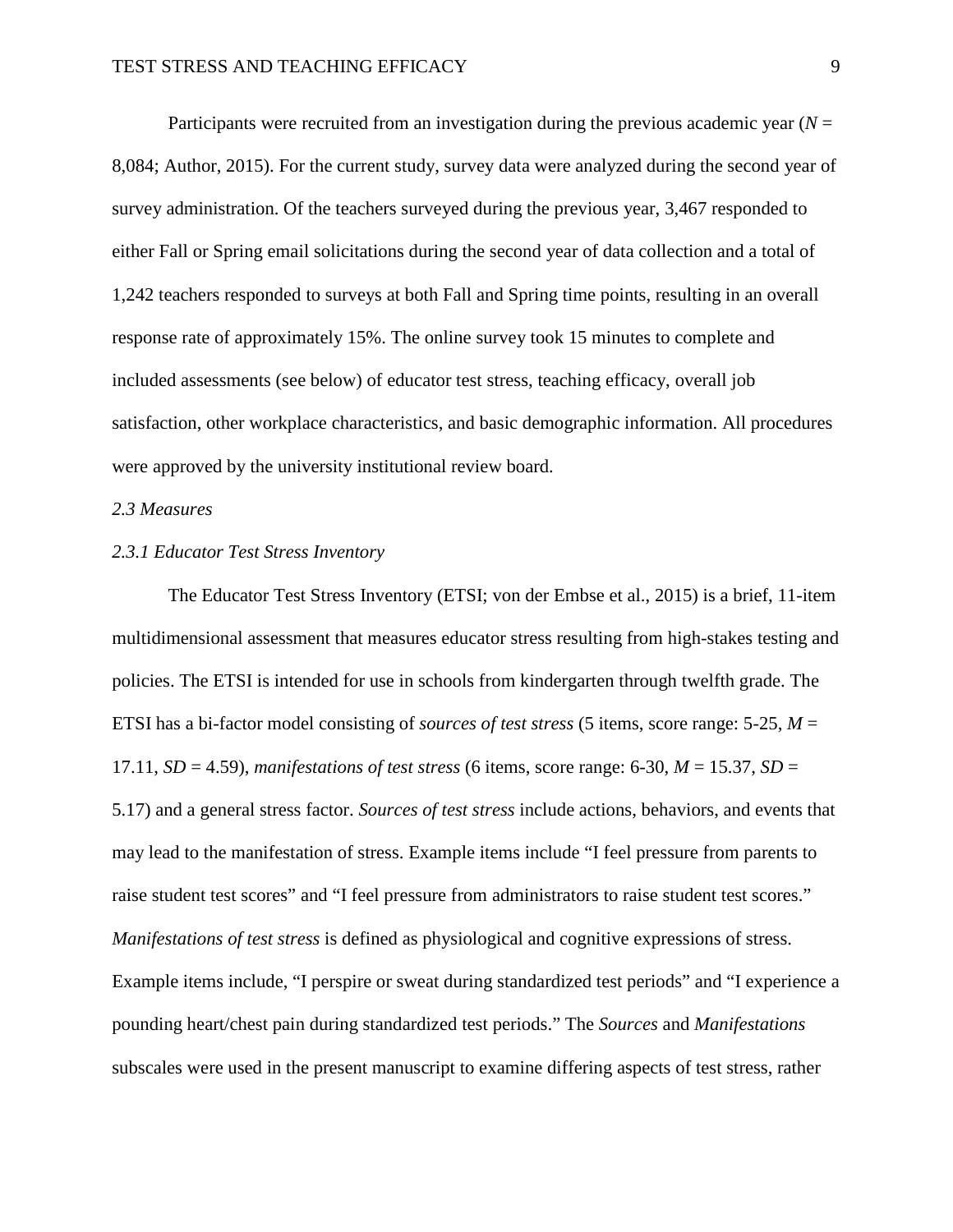Participants were recruited from an investigation during the previous academic year (*N* = 8,084; Author, 2015). For the current study, survey data were analyzed during the second year of survey administration. Of the teachers surveyed during the previous year, 3,467 responded to either Fall or Spring email solicitations during the second year of data collection and a total of 1,242 teachers responded to surveys at both Fall and Spring time points, resulting in an overall response rate of approximately 15%. The online survey took 15 minutes to complete and included assessments (see below) of educator test stress, teaching efficacy, overall job satisfaction, other workplace characteristics, and basic demographic information. All procedures were approved by the university institutional review board.

### *2.3 Measures*

#### *2.3.1 Educator Test Stress Inventory*

The Educator Test Stress Inventory (ETSI; von der Embse et al., 2015) is a brief, 11-item multidimensional assessment that measures educator stress resulting from high-stakes testing and policies. The ETSI is intended for use in schools from kindergarten through twelfth grade. The ETSI has a bi-factor model consisting of *sources of test stress* (5 items, score range: 5-25, $M$ = 17.11, $SD$ = 4.59), *manifestations of test stress* (6 items, score range: 6-30, $M$ = 15.37, $SD$ = 5.17) and a general stress factor. *Sources of test stress* include actions, behaviors, and events that may lead to the manifestation of stress. Example items include "I feel pressure from parents to raise student test scores" and "I feel pressure from administrators to raise student test scores." *Manifestations of test stress* is defined as physiological and cognitive expressions of stress. Example items include, "I perspire or sweat during standardized test periods" and "I experience a pounding heart/chest pain during standardized test periods." The *Sources* and *Manifestations* subscales were used in the present manuscript to examine differing aspects of test stress, rather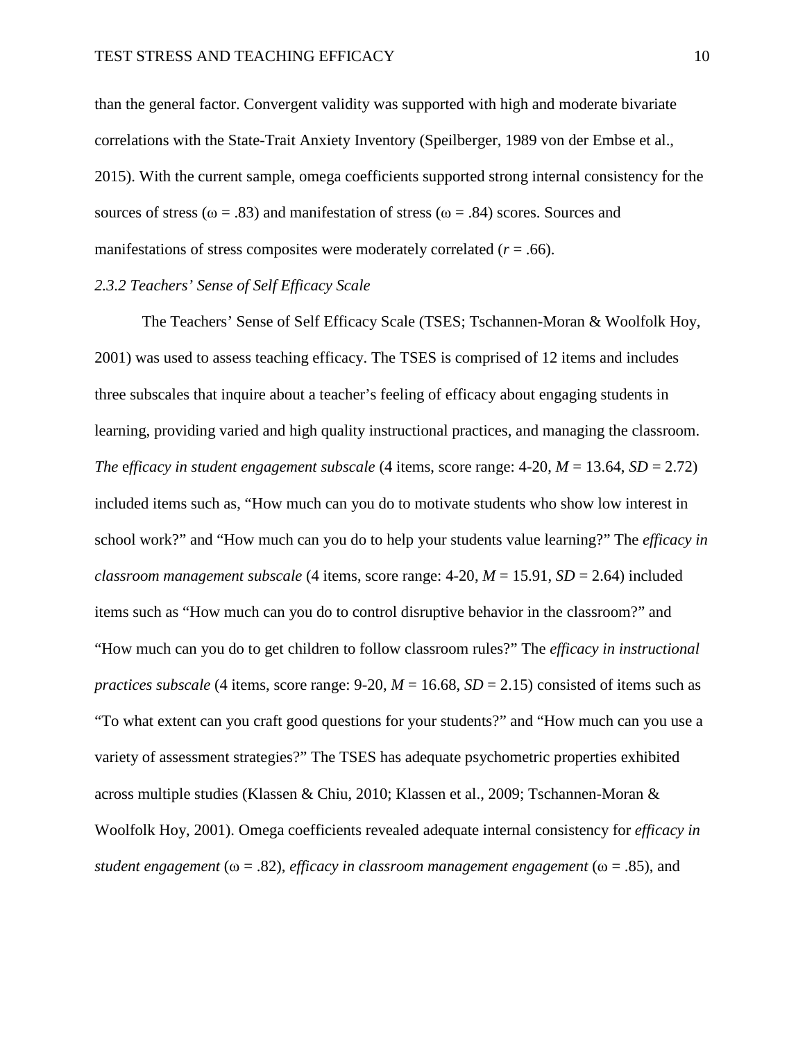than the general factor. Convergent validity was supported with high and moderate bivariate correlations with the State-Trait Anxiety Inventory (Speilberger, 1989 von der Embse et al., 2015). With the current sample, omega coefficients supported strong internal consistency for the sources of stress ($\omega = .83$) and manifestation of stress ($\omega = .84$) scores. Sources and manifestations of stress composites were moderately correlated ($r = .66$).

### *2.3.2 Teachers' Sense of Self Efficacy Scale*

The Teachers' Sense of Self Efficacy Scale (TSES; Tschannen-Moran & Woolfolk Hoy, 2001) was used to assess teaching efficacy. The TSES is comprised of 12 items and includes three subscales that inquire about a teacher's feeling of efficacy about engaging students in learning, providing varied and high quality instructional practices, and managing the classroom. *The* e*fficacy in student engagement subscale* (4 items, score range: 4-20, $M = 13.64$, $SD = 2.72$) included items such as, "How much can you do to motivate students who show low interest in school work?" and "How much can you do to help your students value learning?" The *efficacy in classroom management subscale* (4 items, score range: 4-20, $M = 15.91$, $SD = 2.64$) included items such as "How much can you do to control disruptive behavior in the classroom?" and "How much can you do to get children to follow classroom rules?" The *efficacy in instructional practices subscale* (4 items, score range: 9-20, $M = 16.68$, $SD = 2.15$) consisted of items such as "To what extent can you craft good questions for your students?" and "How much can you use a variety of assessment strategies?" The TSES has adequate psychometric properties exhibited across multiple studies (Klassen & Chiu, 2010; Klassen et al., 2009; Tschannen-Moran & Woolfolk Hoy, 2001). Omega coefficients revealed adequate internal consistency for *efficacy in student engagement* ($\omega = .82$), *efficacy in classroom management engagement* ($\omega = .85$), and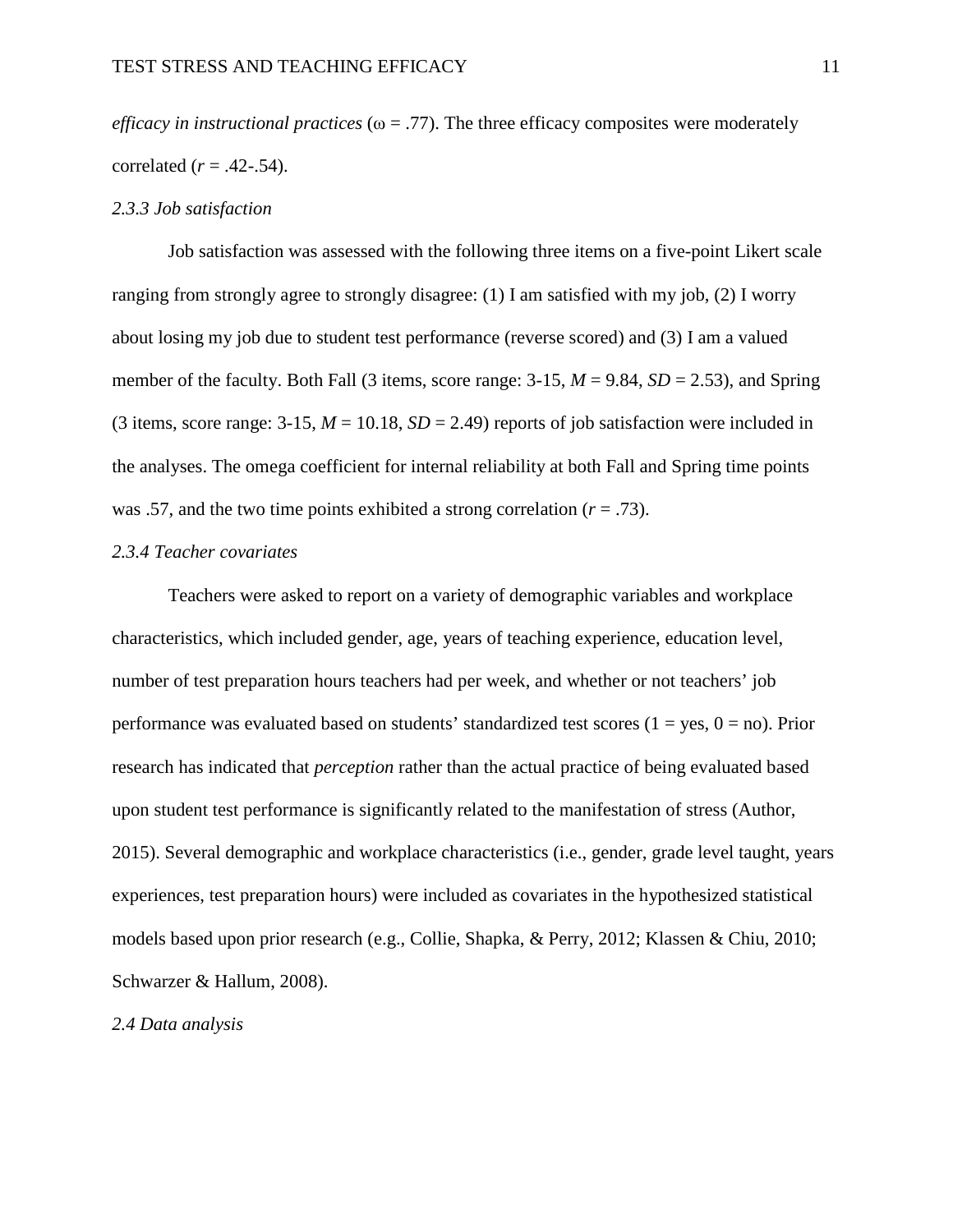*efficacy in instructional practices* (ω = .77). The three efficacy composites were moderately correlated ($r$ = .42-.54).

### *2.3.3 Job satisfaction*

Job satisfaction was assessed with the following three items on a five-point Likert scale ranging from strongly agree to strongly disagree: (1) I am satisfied with my job, (2) I worry about losing my job due to student test performance (reverse scored) and (3) I am a valued member of the faculty. Both Fall (3 items, score range: 3-15, $M$ = 9.84, $SD$ = 2.53), and Spring (3 items, score range: 3-15, $M$ = 10.18, $SD$ = 2.49) reports of job satisfaction were included in the analyses. The omega coefficient for internal reliability at both Fall and Spring time points was .57, and the two time points exhibited a strong correlation ($r$ = .73).

### *2.3.4 Teacher covariates*

Teachers were asked to report on a variety of demographic variables and workplace characteristics, which included gender, age, years of teaching experience, education level, number of test preparation hours teachers had per week, and whether or not teachers' job performance was evaluated based on students' standardized test scores (1 = yes, 0 = no). Prior research has indicated that *perception* rather than the actual practice of being evaluated based upon student test performance is significantly related to the manifestation of stress (Author, 2015). Several demographic and workplace characteristics (i.e., gender, grade level taught, years experiences, test preparation hours) were included as covariates in the hypothesized statistical models based upon prior research (e.g., Collie, Shapka, & Perry, 2012; Klassen & Chiu, 2010; Schwarzer & Hallum, 2008).

## *2.4 Data analysis*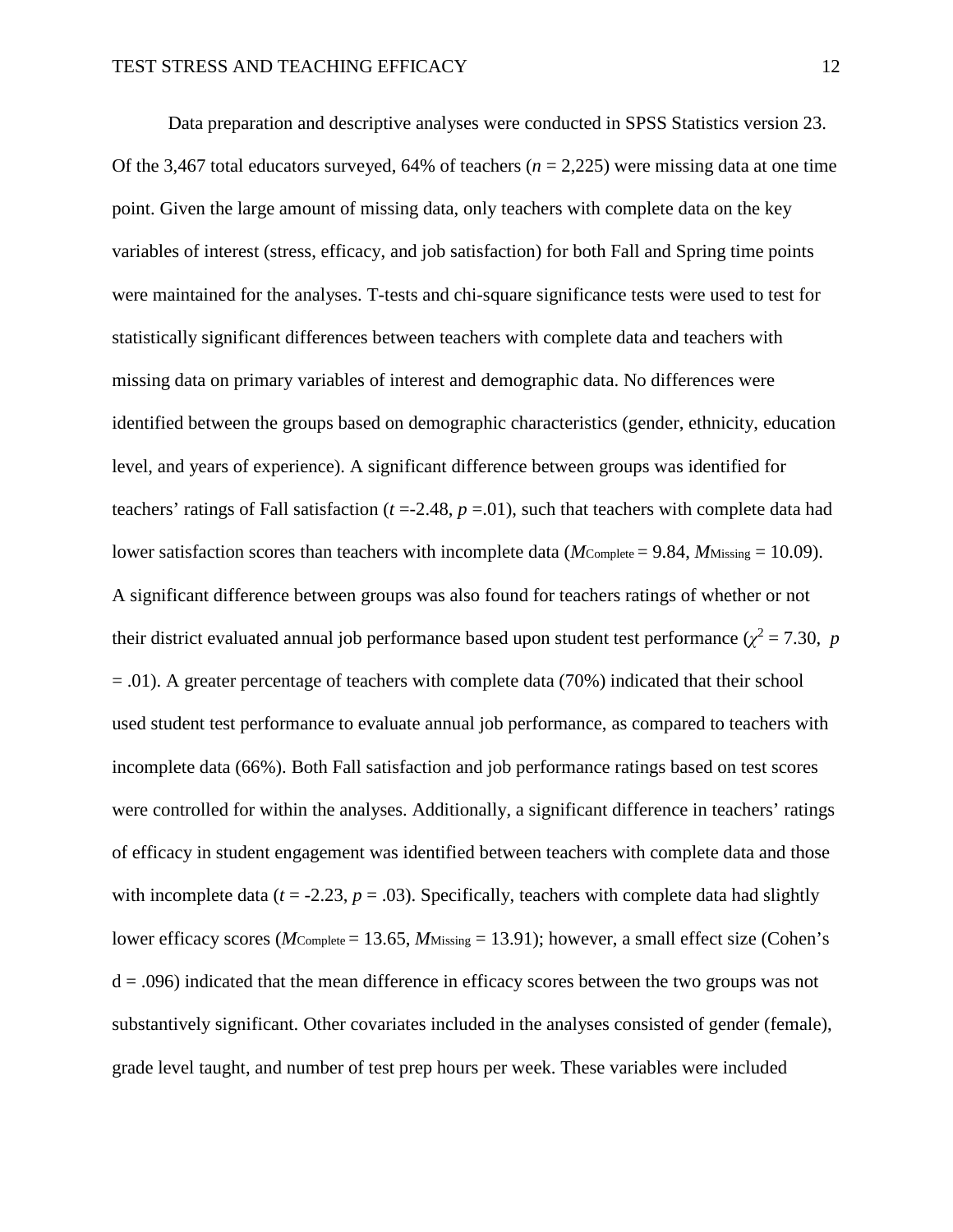Data preparation and descriptive analyses were conducted in SPSS Statistics version 23. Of the 3,467 total educators surveyed, 64% of teachers ($n$ = 2,225) were missing data at one time point. Given the large amount of missing data, only teachers with complete data on the key variables of interest (stress, efficacy, and job satisfaction) for both Fall and Spring time points were maintained for the analyses. T-tests and chi-square significance tests were used to test for statistically significant differences between teachers with complete data and teachers with missing data on primary variables of interest and demographic data. No differences were identified between the groups based on demographic characteristics (gender, ethnicity, education level, and years of experience). A significant difference between groups was identified for teachers' ratings of Fall satisfaction ($t$ =-2.48, $p$ =.01), such that teachers with complete data had lower satisfaction scores than teachers with incomplete data ($M_{\text{Complete}}$ = 9.84, $M_{\text{Missing}}$ = 10.09). A significant difference between groups was also found for teachers ratings of whether or not their district evaluated annual job performance based upon student test performance ($\chi^2$ = 7.30, $p$ = .01). A greater percentage of teachers with complete data (70%) indicated that their school used student test performance to evaluate annual job performance, as compared to teachers with incomplete data (66%). Both Fall satisfaction and job performance ratings based on test scores were controlled for within the analyses. Additionally, a significant difference in teachers' ratings of efficacy in student engagement was identified between teachers with complete data and those with incomplete data ($t$ = -2.23, $p$ = .03). Specifically, teachers with complete data had slightly lower efficacy scores ($M_{\text{Complete}}$ = 13.65, $M_{\text{Missing}}$ = 13.91); however, a small effect size (Cohen's d = .096) indicated that the mean difference in efficacy scores between the two groups was not substantively significant. Other covariates included in the analyses consisted of gender (female), grade level taught, and number of test prep hours per week. These variables were included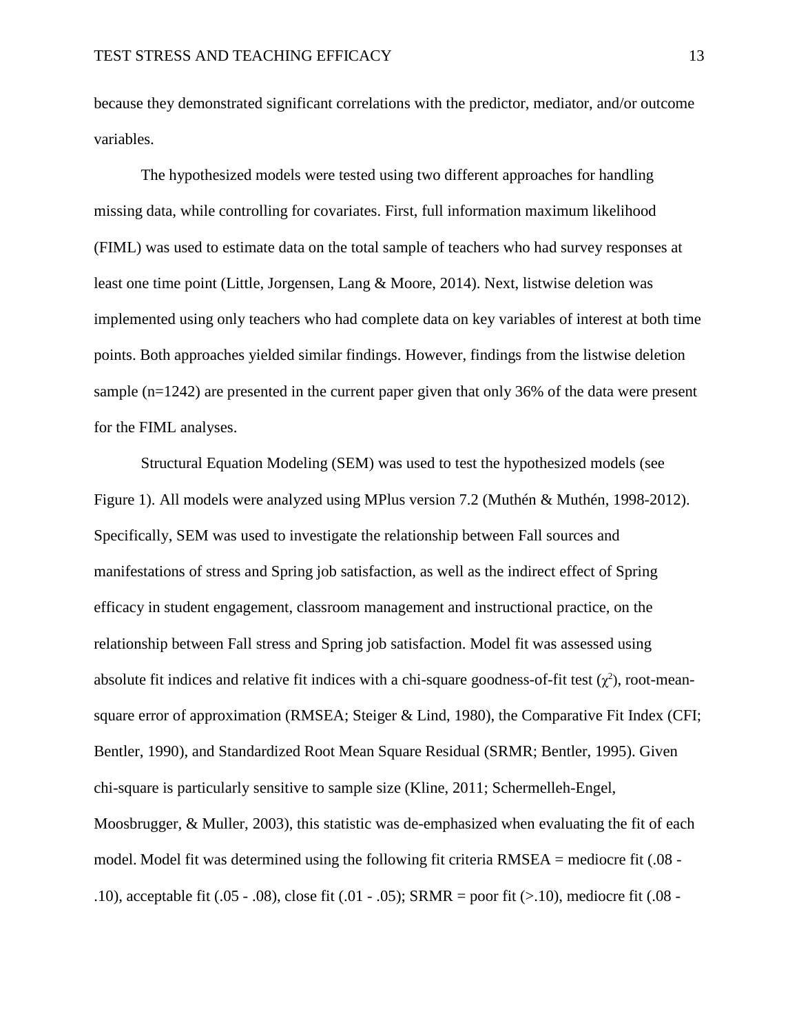because they demonstrated significant correlations with the predictor, mediator, and/or outcome variables.

The hypothesized models were tested using two different approaches for handling missing data, while controlling for covariates. First, full information maximum likelihood (FIML) was used to estimate data on the total sample of teachers who had survey responses at least one time point (Little, Jorgensen, Lang & Moore, 2014). Next, listwise deletion was implemented using only teachers who had complete data on key variables of interest at both time points. Both approaches yielded similar findings. However, findings from the listwise deletion sample (n=1242) are presented in the current paper given that only 36% of the data were present for the FIML analyses.

Structural Equation Modeling (SEM) was used to test the hypothesized models (see Figure 1). All models were analyzed using MPlus version 7.2 (Muthén & Muthén, 1998-2012). Specifically, SEM was used to investigate the relationship between Fall sources and manifestations of stress and Spring job satisfaction, as well as the indirect effect of Spring efficacy in student engagement, classroom management and instructional practice, on the relationship between Fall stress and Spring job satisfaction. Model fit was assessed using absolute fit indices and relative fit indices with a chi-square goodness-of-fit test ($\chi^2$), root-mean-square error of approximation (RMSEA; Steiger & Lind, 1980), the Comparative Fit Index (CFI; Bentler, 1990), and Standardized Root Mean Square Residual (SRMR; Bentler, 1995). Given chi-square is particularly sensitive to sample size (Kline, 2011; Schermelleh-Engel, Moosbrugger, & Muller, 2003), this statistic was de-emphasized when evaluating the fit of each model. Model fit was determined using the following fit criteria RMSEA = mediocre fit (.08 - .10), acceptable fit (.05 - .08), close fit (.01 - .05); SRMR = poor fit (>.10), mediocre fit (.08 -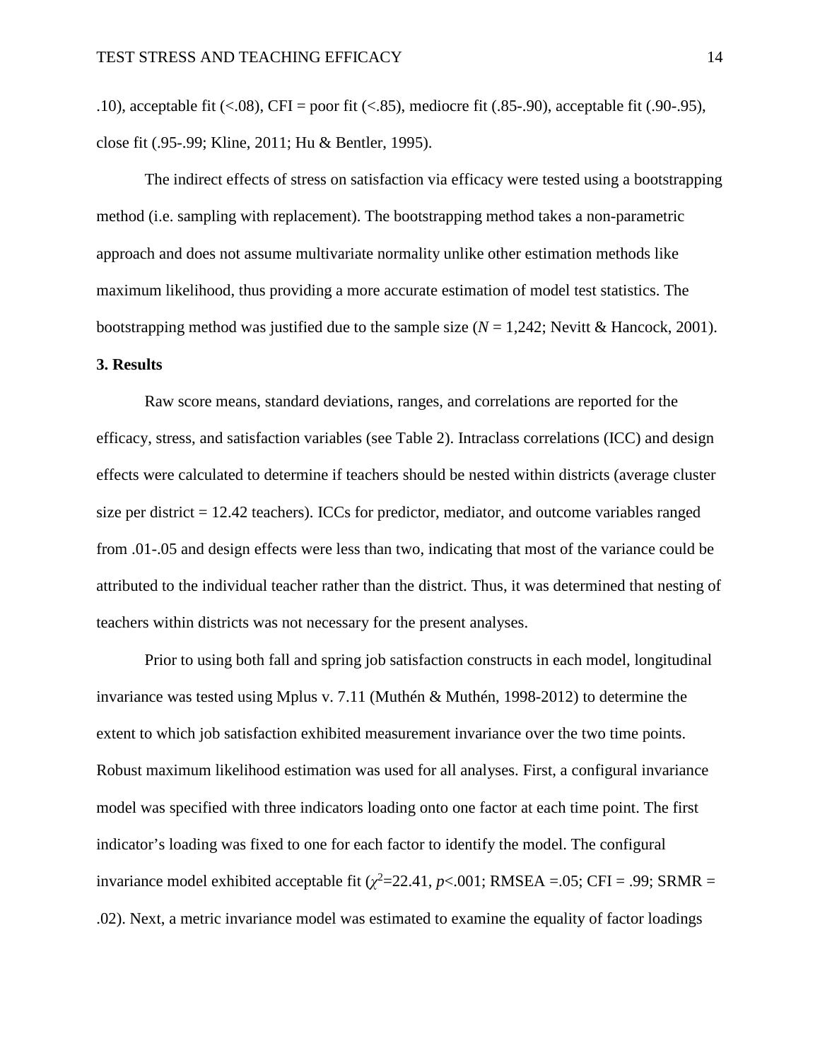.10), acceptable fit (<.08), CFI = poor fit (<.85), mediocre fit (.85-.90), acceptable fit (.90-.95), close fit (.95-.99; Kline, 2011; Hu & Bentler, 1995).

The indirect effects of stress on satisfaction via efficacy were tested using a bootstrapping method (i.e. sampling with replacement). The bootstrapping method takes a non-parametric approach and does not assume multivariate normality unlike other estimation methods like maximum likelihood, thus providing a more accurate estimation of model test statistics. The bootstrapping method was justified due to the sample size ($N$ = 1,242; Nevitt & Hancock, 2001).

**3. Results**

Raw score means, standard deviations, ranges, and correlations are reported for the efficacy, stress, and satisfaction variables (see Table 2). Intraclass correlations (ICC) and design effects were calculated to determine if teachers should be nested within districts (average cluster size per district = 12.42 teachers). ICCs for predictor, mediator, and outcome variables ranged from .01-.05 and design effects were less than two, indicating that most of the variance could be attributed to the individual teacher rather than the district. Thus, it was determined that nesting of teachers within districts was not necessary for the present analyses.

Prior to using both fall and spring job satisfaction constructs in each model, longitudinal invariance was tested using Mplus v. 7.11 (Muthén & Muthén, 1998-2012) to determine the extent to which job satisfaction exhibited measurement invariance over the two time points. Robust maximum likelihood estimation was used for all analyses. First, a configural invariance model was specified with three indicators loading onto one factor at each time point. The first indicator's loading was fixed to one for each factor to identify the model. The configural invariance model exhibited acceptable fit ($\chi^2$=22.41, $p$<.001; RMSEA =.05; CFI = .99; SRMR = .02). Next, a metric invariance model was estimated to examine the equality of factor loadings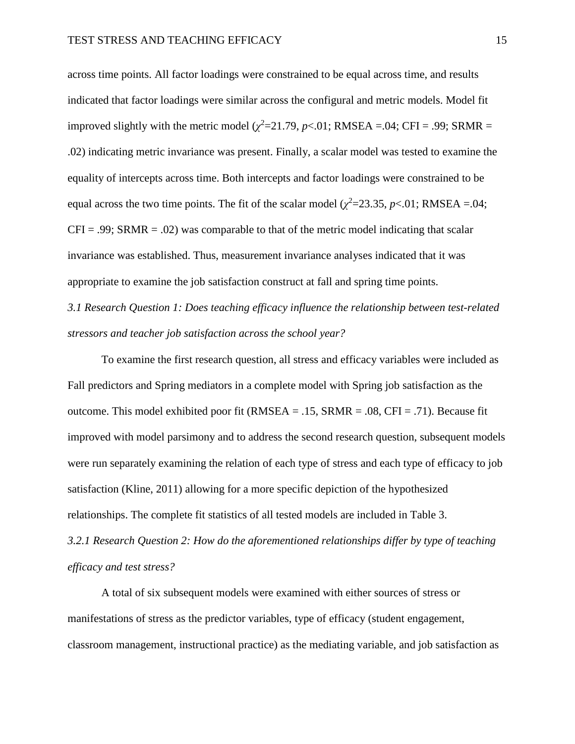across time points. All factor loadings were constrained to be equal across time, and results indicated that factor loadings were similar across the configural and metric models. Model fit improved slightly with the metric model ($\chi^2$=21.79, $p$<.01; RMSEA =.04; CFI = .99; SRMR = .02) indicating metric invariance was present. Finally, a scalar model was tested to examine the equality of intercepts across time. Both intercepts and factor loadings were constrained to be equal across the two time points. The fit of the scalar model ($\chi^2$=23.35, $p$<.01; RMSEA =.04; CFI = .99; SRMR = .02) was comparable to that of the metric model indicating that scalar invariance was established. Thus, measurement invariance analyses indicated that it was appropriate to examine the job satisfaction construct at fall and spring time points.

### *3.1 Research Question 1: Does teaching efficacy influence the relationship between test-related stressors and teacher job satisfaction across the school year?*

To examine the first research question, all stress and efficacy variables were included as Fall predictors and Spring mediators in a complete model with Spring job satisfaction as the outcome. This model exhibited poor fit (RMSEA = .15, SRMR = .08, CFI = .71). Because fit improved with model parsimony and to address the second research question, subsequent models were run separately examining the relation of each type of stress and each type of efficacy to job satisfaction (Kline, 2011) allowing for a more specific depiction of the hypothesized relationships. The complete fit statistics of all tested models are included in Table 3.

### *3.2.1 Research Question 2: How do the aforementioned relationships differ by type of teaching efficacy and test stress?*

A total of six subsequent models were examined with either sources of stress or manifestations of stress as the predictor variables, type of efficacy (student engagement, classroom management, instructional practice) as the mediating variable, and job satisfaction as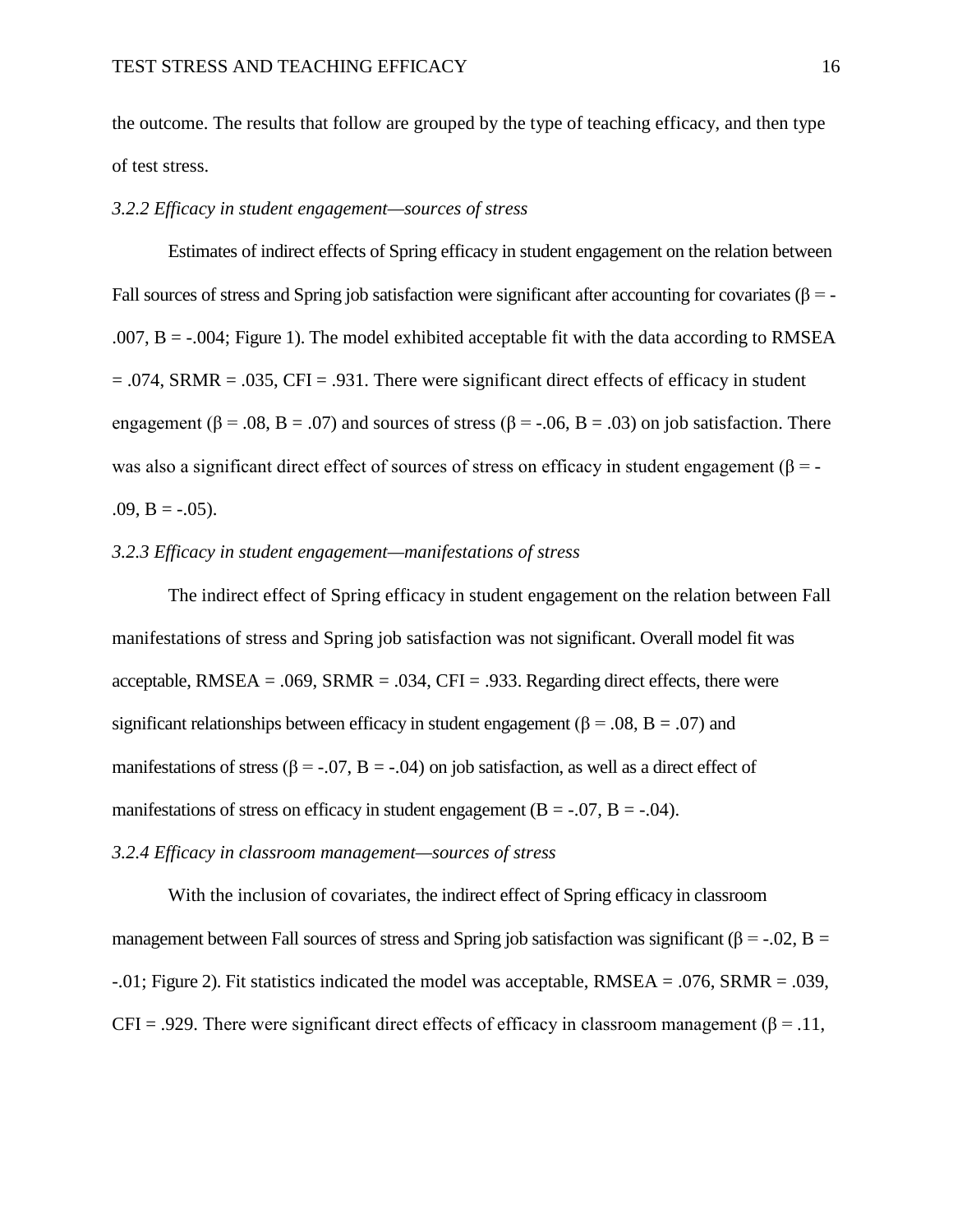the outcome. The results that follow are grouped by the type of teaching efficacy, and then type of test stress.

### *3.2.2 Efficacy in student engagement—sources of stress*

Estimates of indirect effects of Spring efficacy in student engagement on the relation between Fall sources of stress and Spring job satisfaction were significant after accounting for covariates ($\beta$ = -.007, B = -.004; Figure 1). The model exhibited acceptable fit with the data according to RMSEA = .074, SRMR = .035, CFI = .931. There were significant direct effects of efficacy in student engagement ($\beta$ = .08, B = .07) and sources of stress ($\beta$ = -.06, B = .03) on job satisfaction. There was also a significant direct effect of sources of stress on efficacy in student engagement ($\beta$ = -.09, B = -.05).

### *3.2.3 Efficacy in student engagement—manifestations of stress*

The indirect effect of Spring efficacy in student engagement on the relation between Fall manifestations of stress and Spring job satisfaction was not significant. Overall model fit was acceptable, RMSEA = .069, SRMR = .034, CFI = .933. Regarding direct effects, there were significant relationships between efficacy in student engagement ($\beta$ = .08, B = .07) and manifestations of stress ($\beta$ = -.07, B = -.04) on job satisfaction, as well as a direct effect of manifestations of stress on efficacy in student engagement (B = -.07, B = -.04).

### *3.2.4 Efficacy in classroom management—sources of stress*

With the inclusion of covariates, the indirect effect of Spring efficacy in classroom management between Fall sources of stress and Spring job satisfaction was significant ($\beta$ = -.02, B = -.01; Figure 2). Fit statistics indicated the model was acceptable, RMSEA = .076, SRMR = .039, CFI = .929. There were significant direct effects of efficacy in classroom management ($\beta$ = .11,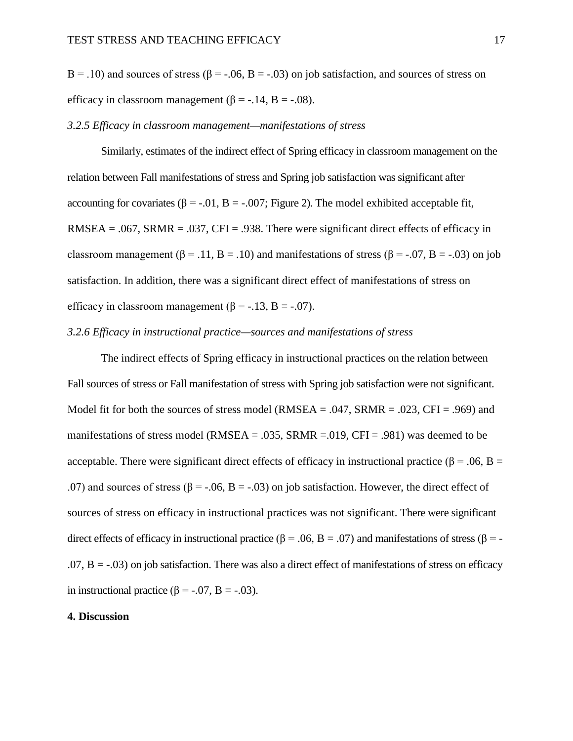B = .10) and sources of stress ($\beta$ = -.06, B = -.03) on job satisfaction, and sources of stress on efficacy in classroom management ($\beta$ = -.14, B = -.08).

*3.2.5 Efficacy in classroom management—manifestations of stress*

Similarly, estimates of the indirect effect of Spring efficacy in classroom management on the relation between Fall manifestations of stress and Spring job satisfaction was significant after accounting for covariates ($\beta$ = -.01, B = -.007; Figure 2). The model exhibited acceptable fit, RMSEA = .067, SRMR = .037, CFI = .938. There were significant direct effects of efficacy in classroom management ($\beta$ = .11, B = .10) and manifestations of stress ($\beta$ = -.07, B = -.03) on job satisfaction. In addition, there was a significant direct effect of manifestations of stress on efficacy in classroom management ($\beta$ = -.13, B = -.07).

*3.2.6 Efficacy in instructional practice—sources and manifestations of stress*

The indirect effects of Spring efficacy in instructional practices on the relation between Fall sources of stress or Fall manifestation of stress with Spring job satisfaction were not significant. Model fit for both the sources of stress model (RMSEA = .047, SRMR = .023, CFI = .969) and manifestations of stress model (RMSEA = .035, SRMR =.019, CFI = .981) was deemed to be acceptable. There were significant direct effects of efficacy in instructional practice ($\beta$ = .06, B = .07) and sources of stress ($\beta$ = -.06, B = -.03) on job satisfaction. However, the direct effect of sources of stress on efficacy in instructional practices was not significant. There were significant direct effects of efficacy in instructional practice ($\beta$ = .06, B = .07) and manifestations of stress ($\beta$ = -.07, B = -.03) on job satisfaction. There was also a direct effect of manifestations of stress on efficacy in instructional practice ($\beta$ = -.07, B = -.03).

## 4. Discussion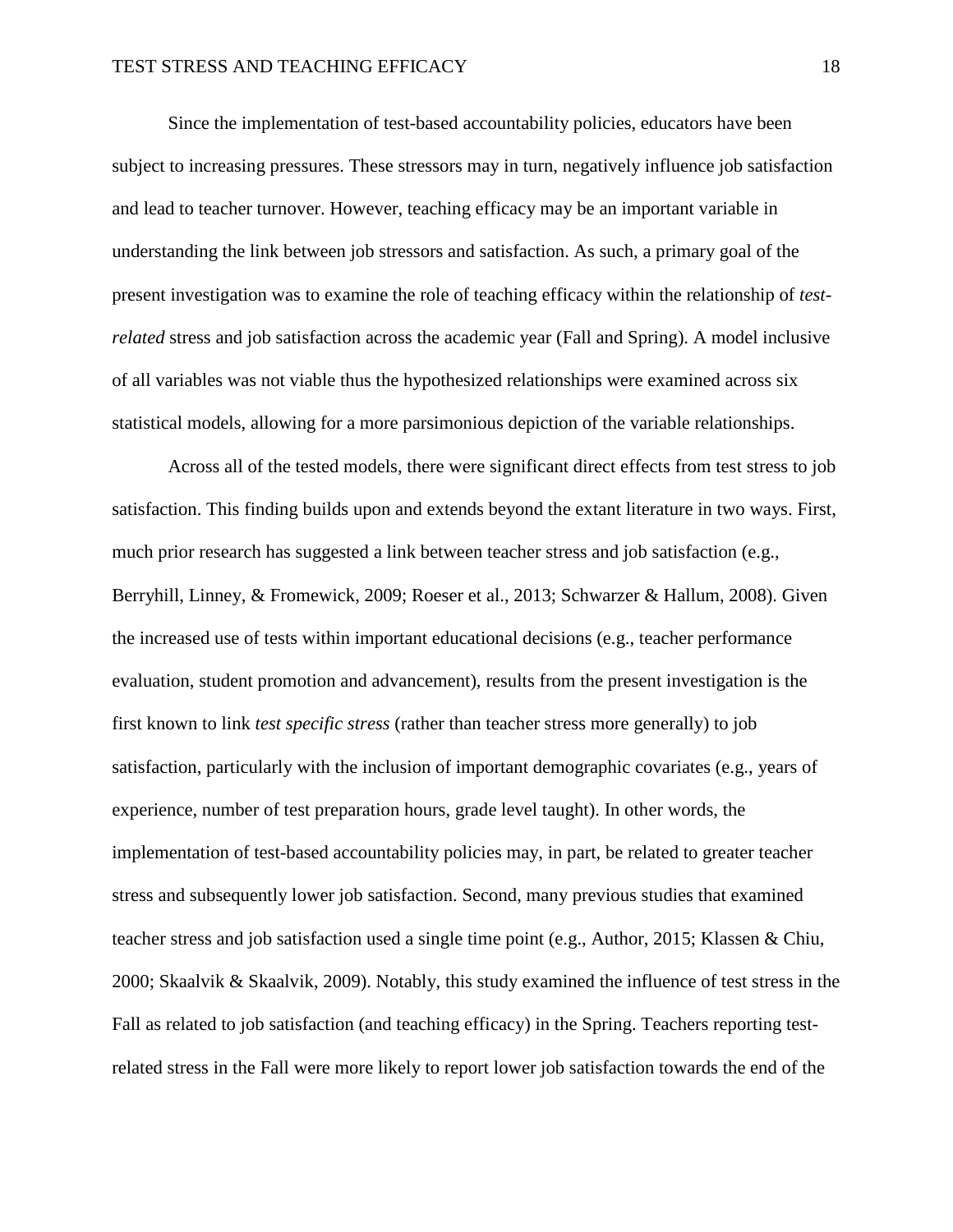Since the implementation of test-based accountability policies, educators have been subject to increasing pressures. These stressors may in turn, negatively influence job satisfaction and lead to teacher turnover. However, teaching efficacy may be an important variable in understanding the link between job stressors and satisfaction. As such, a primary goal of the present investigation was to examine the role of teaching efficacy within the relationship of *test-related* stress and job satisfaction across the academic year (Fall and Spring). A model inclusive of all variables was not viable thus the hypothesized relationships were examined across six statistical models, allowing for a more parsimonious depiction of the variable relationships.

Across all of the tested models, there were significant direct effects from test stress to job satisfaction. This finding builds upon and extends beyond the extant literature in two ways. First, much prior research has suggested a link between teacher stress and job satisfaction (e.g., Berryhill, Linney, & Fromewick, 2009; Roeser et al., 2013; Schwarzer & Hallum, 2008). Given the increased use of tests within important educational decisions (e.g., teacher performance evaluation, student promotion and advancement), results from the present investigation is the first known to link *test specific stress* (rather than teacher stress more generally) to job satisfaction, particularly with the inclusion of important demographic covariates (e.g., years of experience, number of test preparation hours, grade level taught). In other words, the implementation of test-based accountability policies may, in part, be related to greater teacher stress and subsequently lower job satisfaction. Second, many previous studies that examined teacher stress and job satisfaction used a single time point (e.g., Author, 2015; Klassen & Chiu, 2000; Skaalvik & Skaalvik, 2009). Notably, this study examined the influence of test stress in the Fall as related to job satisfaction (and teaching efficacy) in the Spring. Teachers reporting test-related stress in the Fall were more likely to report lower job satisfaction towards the end of the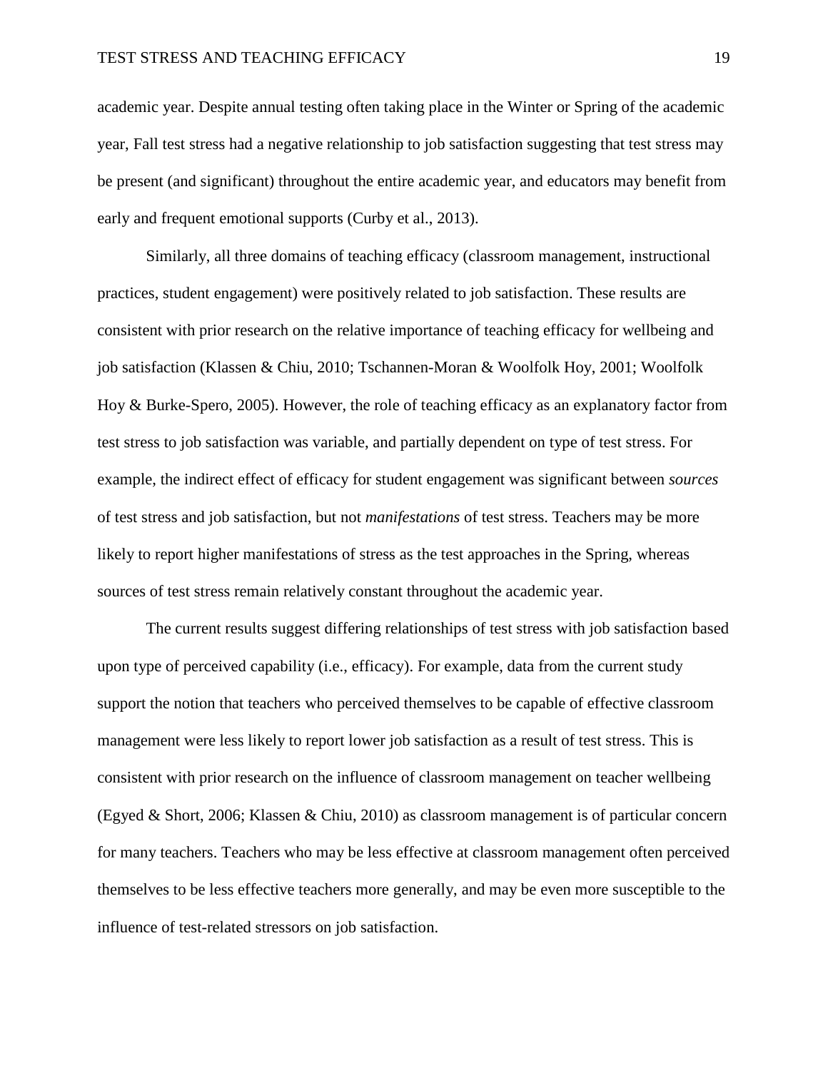academic year. Despite annual testing often taking place in the Winter or Spring of the academic year, Fall test stress had a negative relationship to job satisfaction suggesting that test stress may be present (and significant) throughout the entire academic year, and educators may benefit from early and frequent emotional supports (Curby et al., 2013).

Similarly, all three domains of teaching efficacy (classroom management, instructional practices, student engagement) were positively related to job satisfaction. These results are consistent with prior research on the relative importance of teaching efficacy for wellbeing and job satisfaction (Klassen & Chiu, 2010; Tschannen-Moran & Woolfolk Hoy, 2001; Woolfolk Hoy & Burke-Spero, 2005). However, the role of teaching efficacy as an explanatory factor from test stress to job satisfaction was variable, and partially dependent on type of test stress. For example, the indirect effect of efficacy for student engagement was significant between *sources* of test stress and job satisfaction, but not *manifestations* of test stress. Teachers may be more likely to report higher manifestations of stress as the test approaches in the Spring, whereas sources of test stress remain relatively constant throughout the academic year.

The current results suggest differing relationships of test stress with job satisfaction based upon type of perceived capability (i.e., efficacy). For example, data from the current study support the notion that teachers who perceived themselves to be capable of effective classroom management were less likely to report lower job satisfaction as a result of test stress. This is consistent with prior research on the influence of classroom management on teacher wellbeing (Egyed & Short, 2006; Klassen & Chiu, 2010) as classroom management is of particular concern for many teachers. Teachers who may be less effective at classroom management often perceived themselves to be less effective teachers more generally, and may be even more susceptible to the influence of test-related stressors on job satisfaction.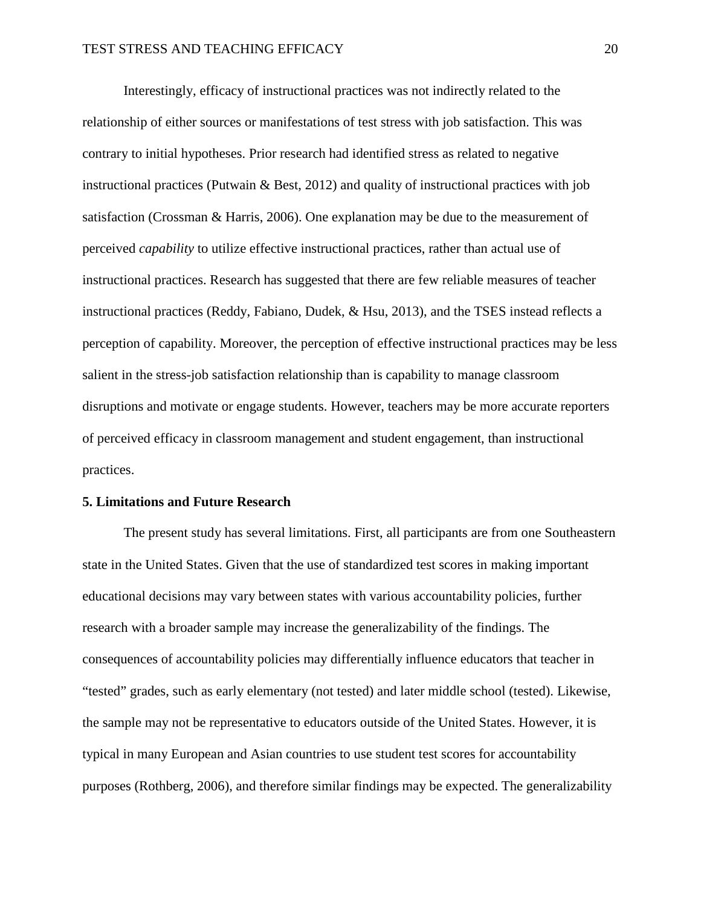Interestingly, efficacy of instructional practices was not indirectly related to the relationship of either sources or manifestations of test stress with job satisfaction. This was contrary to initial hypotheses. Prior research had identified stress as related to negative instructional practices (Putwain & Best, 2012) and quality of instructional practices with job satisfaction (Crossman & Harris, 2006). One explanation may be due to the measurement of perceived *capability* to utilize effective instructional practices, rather than actual use of instructional practices. Research has suggested that there are few reliable measures of teacher instructional practices (Reddy, Fabiano, Dudek, & Hsu, 2013), and the TSES instead reflects a perception of capability. Moreover, the perception of effective instructional practices may be less salient in the stress-job satisfaction relationship than is capability to manage classroom disruptions and motivate or engage students. However, teachers may be more accurate reporters of perceived efficacy in classroom management and student engagement, than instructional practices.

## 5. Limitations and Future Research

The present study has several limitations. First, all participants are from one Southeastern state in the United States. Given that the use of standardized test scores in making important educational decisions may vary between states with various accountability policies, further research with a broader sample may increase the generalizability of the findings. The consequences of accountability policies may differentially influence educators that teacher in "tested" grades, such as early elementary (not tested) and later middle school (tested). Likewise, the sample may not be representative to educators outside of the United States. However, it is typical in many European and Asian countries to use student test scores for accountability purposes (Rothberg, 2006), and therefore similar findings may be expected. The generalizability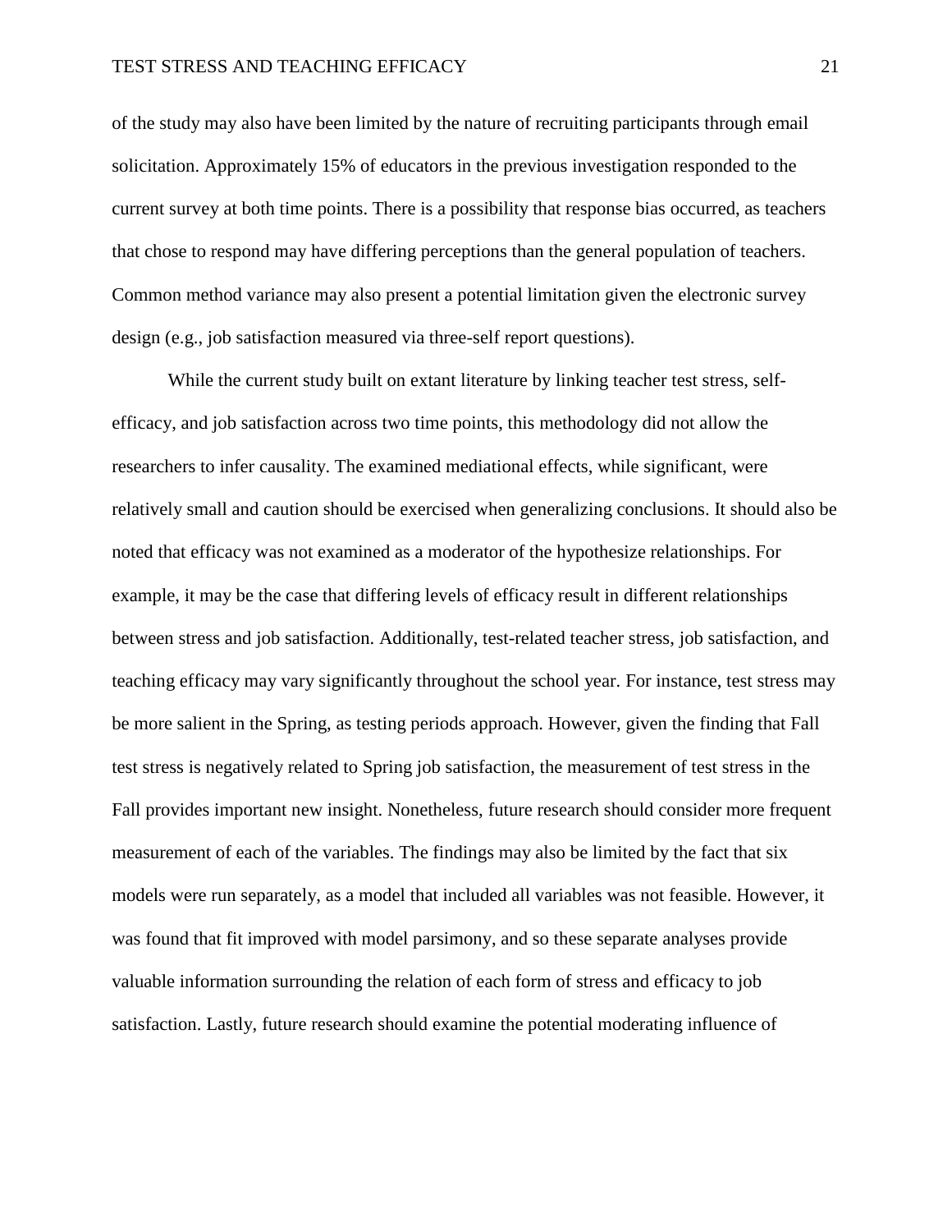of the study may also have been limited by the nature of recruiting participants through email solicitation. Approximately 15% of educators in the previous investigation responded to the current survey at both time points. There is a possibility that response bias occurred, as teachers that chose to respond may have differing perceptions than the general population of teachers. Common method variance may also present a potential limitation given the electronic survey design (e.g., job satisfaction measured via three-self report questions).

While the current study built on extant literature by linking teacher test stress, self-efficacy, and job satisfaction across two time points, this methodology did not allow the researchers to infer causality. The examined mediational effects, while significant, were relatively small and caution should be exercised when generalizing conclusions. It should also be noted that efficacy was not examined as a moderator of the hypothesize relationships. For example, it may be the case that differing levels of efficacy result in different relationships between stress and job satisfaction. Additionally, test-related teacher stress, job satisfaction, and teaching efficacy may vary significantly throughout the school year. For instance, test stress may be more salient in the Spring, as testing periods approach. However, given the finding that Fall test stress is negatively related to Spring job satisfaction, the measurement of test stress in the Fall provides important new insight. Nonetheless, future research should consider more frequent measurement of each of the variables. The findings may also be limited by the fact that six models were run separately, as a model that included all variables was not feasible. However, it was found that fit improved with model parsimony, and so these separate analyses provide valuable information surrounding the relation of each form of stress and efficacy to job satisfaction. Lastly, future research should examine the potential moderating influence of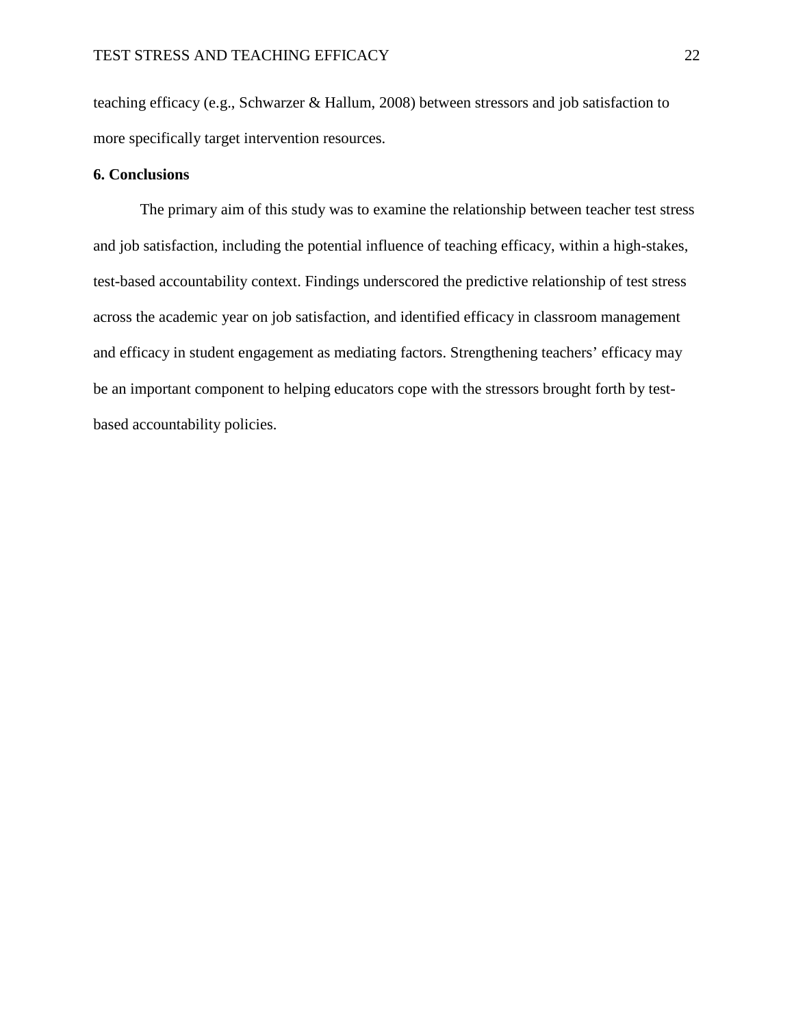teaching efficacy (e.g., Schwarzer & Hallum, 2008) between stressors and job satisfaction to more specifically target intervention resources.

## 6. Conclusions

The primary aim of this study was to examine the relationship between teacher test stress and job satisfaction, including the potential influence of teaching efficacy, within a high-stakes, test-based accountability context. Findings underscored the predictive relationship of test stress across the academic year on job satisfaction, and identified efficacy in classroom management and efficacy in student engagement as mediating factors. Strengthening teachers' efficacy may be an important component to helping educators cope with the stressors brought forth by test-based accountability policies.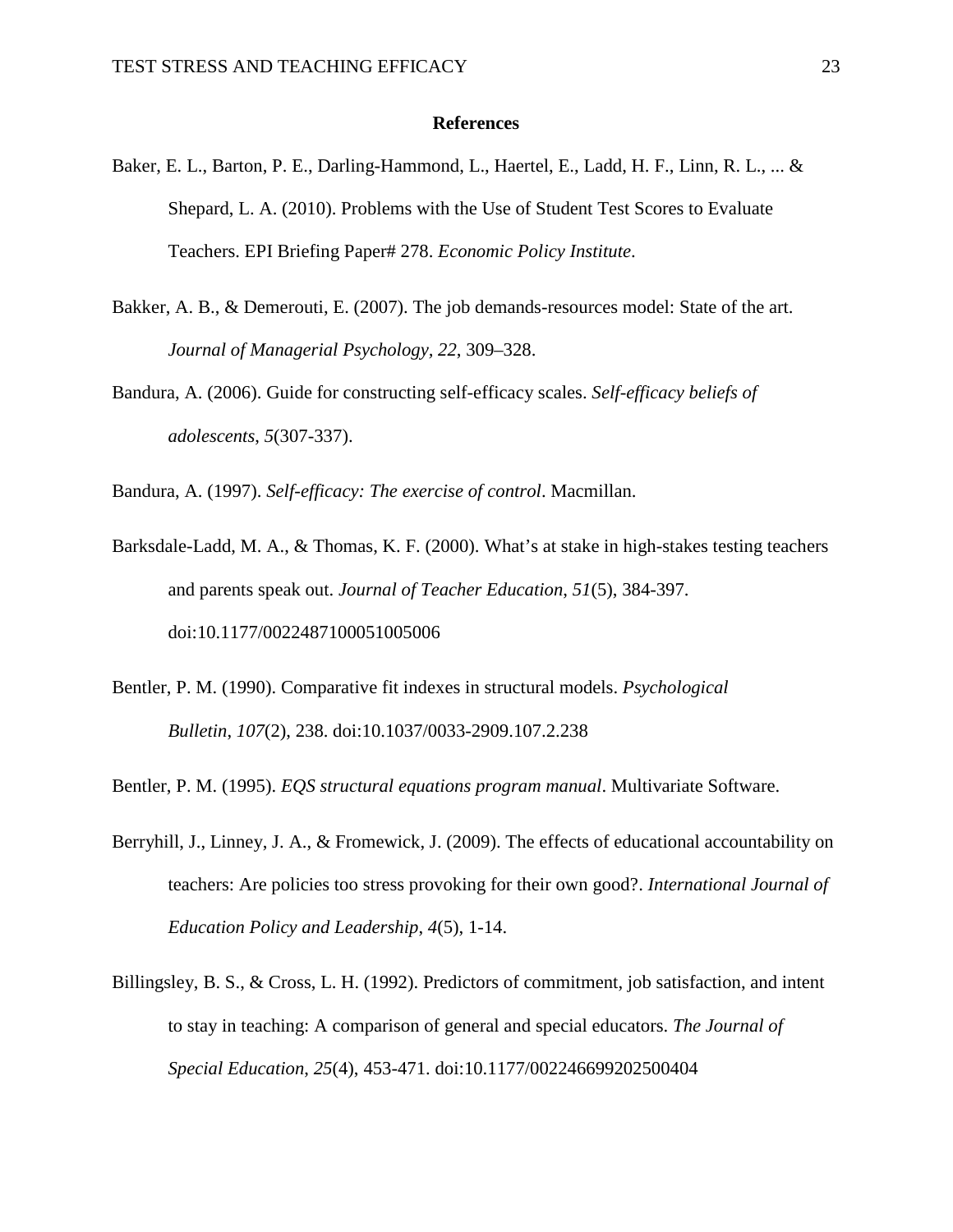# References

Baker, E. L., Barton, P. E., Darling-Hammond, L., Haertel, E., Ladd, H. F., Linn, R. L., ... & Shepard, L. A. (2010). Problems with the Use of Student Test Scores to Evaluate Teachers. EPI Briefing Paper# 278. *Economic Policy Institute*.

Bakker, A. B., & Demerouti, E. (2007). The job demands-resources model: State of the art. *Journal of Managerial Psychology, 22*, 309–328.

Bandura, A. (2006). Guide for constructing self-efficacy scales. *Self-efficacy beliefs of adolescents*, *5*(307-337).

Bandura, A. (1997). *Self-efficacy: The exercise of control*. Macmillan.

Barksdale-Ladd, M. A., & Thomas, K. F. (2000). What's at stake in high-stakes testing teachers and parents speak out. *Journal of Teacher Education*, *51*(5), 384-397. doi:10.1177/0022487100051005006

Bentler, P. M. (1990). Comparative fit indexes in structural models. *Psychological Bulletin*, *107*(2), 238. doi:10.1037/0033-2909.107.2.238

Bentler, P. M. (1995). *EQS structural equations program manual*. Multivariate Software.

Berryhill, J., Linney, J. A., & Fromewick, J. (2009). The effects of educational accountability on teachers: Are policies too stress provoking for their own good?. *International Journal of Education Policy and Leadership*, *4*(5), 1-14.

Billingsley, B. S., & Cross, L. H. (1992). Predictors of commitment, job satisfaction, and intent to stay in teaching: A comparison of general and special educators. *The Journal of Special Education*, *25*(4), 453-471. doi:10.1177/002246699202500404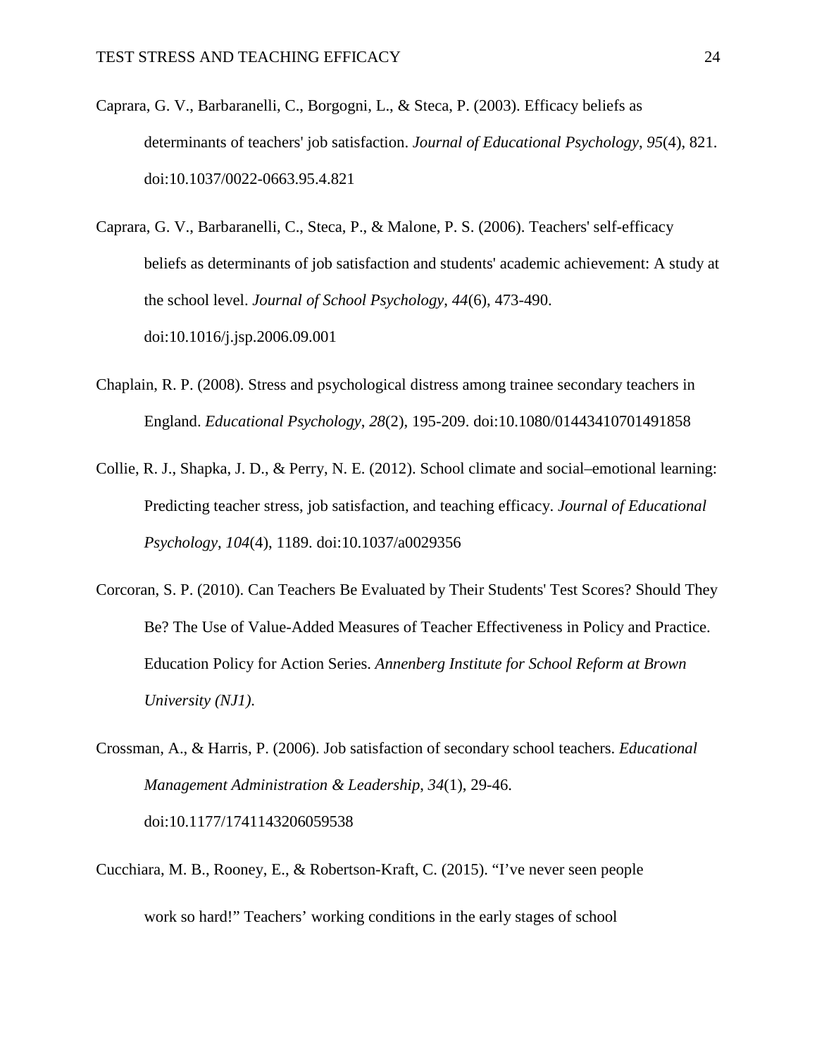Caprara, G. V., Barbaranelli, C., Borgogni, L., & Steca, P. (2003). Efficacy beliefs as determinants of teachers' job satisfaction. *Journal of Educational Psychology*, *95*(4), 821. doi:10.1037/0022-0663.95.4.821

Caprara, G. V., Barbaranelli, C., Steca, P., & Malone, P. S. (2006). Teachers' self-efficacy beliefs as determinants of job satisfaction and students' academic achievement: A study at the school level. *Journal of School Psychology*, *44*(6), 473-490. doi:10.1016/j.jsp.2006.09.001

Chaplain, R. P. (2008). Stress and psychological distress among trainee secondary teachers in England. *Educational Psychology*, *28*(2), 195-209. doi:10.1080/01443410701491858

Collie, R. J., Shapka, J. D., & Perry, N. E. (2012). School climate and social–emotional learning: Predicting teacher stress, job satisfaction, and teaching efficacy. *Journal of Educational Psychology*, *104*(4), 1189. doi:10.1037/a0029356

Corcoran, S. P. (2010). Can Teachers Be Evaluated by Their Students' Test Scores? Should They Be? The Use of Value-Added Measures of Teacher Effectiveness in Policy and Practice. Education Policy for Action Series. *Annenberg Institute for School Reform at Brown University (NJ1)*.

Crossman, A., & Harris, P. (2006). Job satisfaction of secondary school teachers. *Educational Management Administration & Leadership*, *34*(1), 29-46. doi:10.1177/1741143206059538

Cucchiara, M. B., Rooney, E., & Robertson-Kraft, C. (2015). "I've never seen people work so hard!" Teachers' working conditions in the early stages of school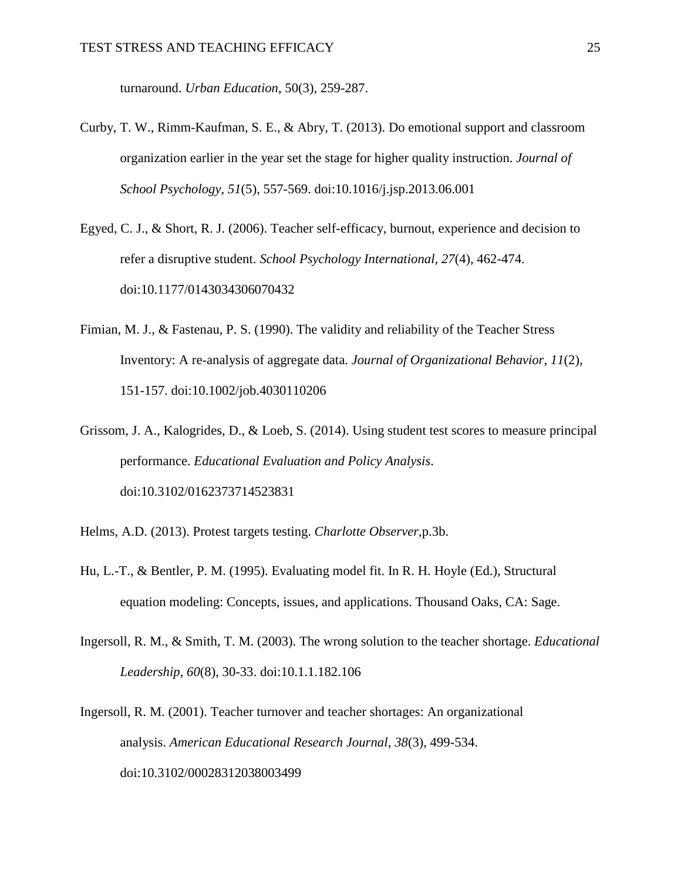turnaround. *Urban Education*, 50(3), 259-287.

Curby, T. W., Rimm-Kaufman, S. E., & Abry, T. (2013). Do emotional support and classroom organization earlier in the year set the stage for higher quality instruction. *Journal of School Psychology*, *51*(5), 557-569. doi:10.1016/j.jsp.2013.06.001

Egyed, C. J., & Short, R. J. (2006). Teacher self-efficacy, burnout, experience and decision to refer a disruptive student. *School Psychology International*, *27*(4), 462-474. doi:10.1177/0143034306070432

Fimian, M. J., & Fastenau, P. S. (1990). The validity and reliability of the Teacher Stress Inventory: A re-analysis of aggregate data. *Journal of Organizational Behavior*, *11*(2), 151-157. doi:10.1002/job.4030110206

Grissom, J. A., Kalogrides, D., & Loeb, S. (2014). Using student test scores to measure principal performance. *Educational Evaluation and Policy Analysis*. doi:10.3102/0162373714523831

Helms, A.D. (2013). Protest targets testing. *Charlotte Observer*,p.3b.

Hu, L.-T., & Bentler, P. M. (1995). Evaluating model fit. In R. H. Hoyle (Ed.), Structural equation modeling: Concepts, issues, and applications. Thousand Oaks, CA: Sage.

Ingersoll, R. M., & Smith, T. M. (2003). The wrong solution to the teacher shortage. *Educational Leadership*, *60*(8), 30-33. doi:10.1.1.182.106

Ingersoll, R. M. (2001). Teacher turnover and teacher shortages: An organizational analysis. *American Educational Research Journal*, *38*(3), 499-534. doi:10.3102/00028312038003499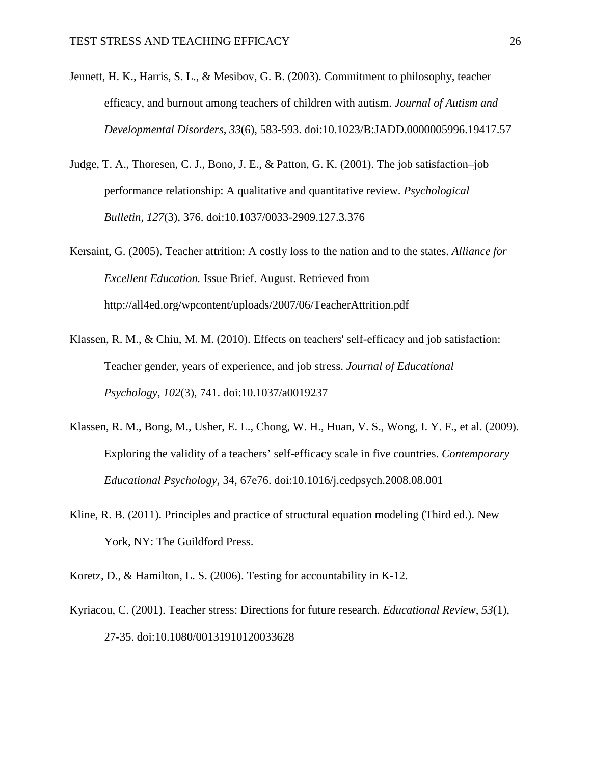Jennett, H. K., Harris, S. L., & Mesibov, G. B. (2003). Commitment to philosophy, teacher efficacy, and burnout among teachers of children with autism. *Journal of Autism and Developmental Disorders*, *33*(6), 583-593. doi:10.1023/B:JADD.0000005996.19417.57

Judge, T. A., Thoresen, C. J., Bono, J. E., & Patton, G. K. (2001). The job satisfaction–job performance relationship: A qualitative and quantitative review. *Psychological Bulletin*, *127*(3), 376. doi:10.1037/0033-2909.127.3.376

Kersaint, G. (2005). Teacher attrition: A costly loss to the nation and to the states. *Alliance for Excellent Education.* Issue Brief. August. Retrieved from http://all4ed.org/wpcontent/uploads/2007/06/TeacherAttrition.pdf

Klassen, R. M., & Chiu, M. M. (2010). Effects on teachers' self-efficacy and job satisfaction: Teacher gender, years of experience, and job stress. *Journal of Educational Psychology*, *102*(3), 741. doi:10.1037/a0019237

Klassen, R. M., Bong, M., Usher, E. L., Chong, W. H., Huan, V. S., Wong, I. Y. F., et al. (2009). Exploring the validity of a teachers' self-efficacy scale in five countries. *Contemporary Educational Psychology*, 34, 67e76. doi:10.1016/j.cedpsych.2008.08.001

Kline, R. B. (2011). Principles and practice of structural equation modeling (Third ed.). New York, NY: The Guildford Press.

Koretz, D., & Hamilton, L. S. (2006). Testing for accountability in K-12.

Kyriacou, C. (2001). Teacher stress: Directions for future research. *Educational Review*, *53*(1), 27-35. doi:10.1080/00131910120033628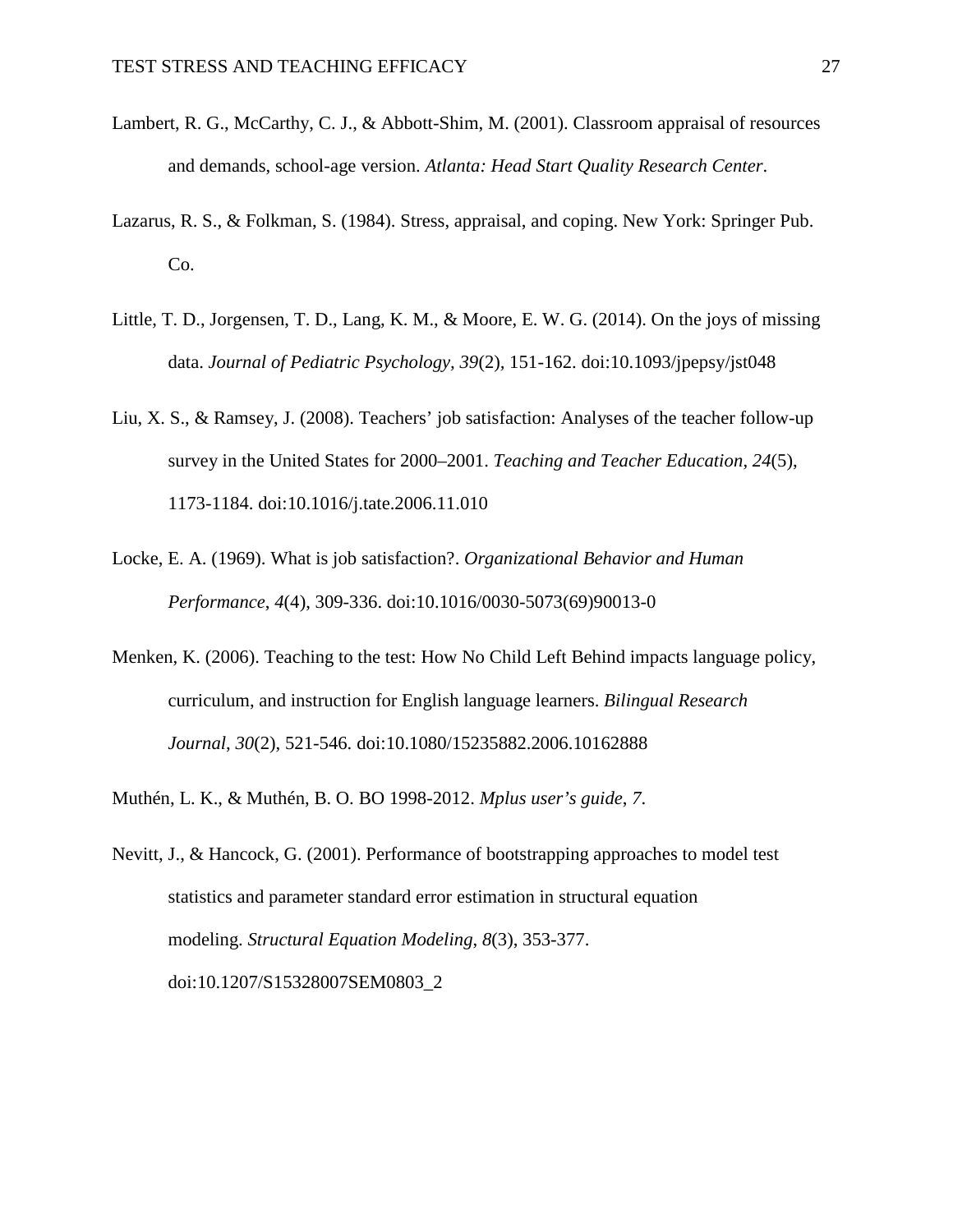Lambert, R. G., McCarthy, C. J., & Abbott-Shim, M. (2001). Classroom appraisal of resources and demands, school-age version. *Atlanta: Head Start Quality Research Center*.

Lazarus, R. S., & Folkman, S. (1984). Stress, appraisal, and coping. New York: Springer Pub. Co.

Little, T. D., Jorgensen, T. D., Lang, K. M., & Moore, E. W. G. (2014). On the joys of missing data. *Journal of Pediatric Psychology, 39*(2), 151-162. doi:10.1093/jpepsy/jst048

Liu, X. S., & Ramsey, J. (2008). Teachers' job satisfaction: Analyses of the teacher follow-up survey in the United States for 2000–2001. *Teaching and Teacher Education*, *24*(5), 1173-1184. doi:10.1016/j.tate.2006.11.010

Locke, E. A. (1969). What is job satisfaction?. *Organizational Behavior and Human Performance*, *4*(4), 309-336. doi:10.1016/0030-5073(69)90013-0

Menken, K. (2006). Teaching to the test: How No Child Left Behind impacts language policy, curriculum, and instruction for English language learners. *Bilingual Research Journal*, *30*(2), 521-546. doi:10.1080/15235882.2006.10162888

Muthén, L. K., & Muthén, B. O. BO 1998-2012. *Mplus user's guide*, *7*.

Nevitt, J., & Hancock, G. (2001). Performance of bootstrapping approaches to model test statistics and parameter standard error estimation in structural equation modeling. *Structural Equation Modeling*, *8*(3), 353-377. doi:10.1207/S15328007SEM0803_2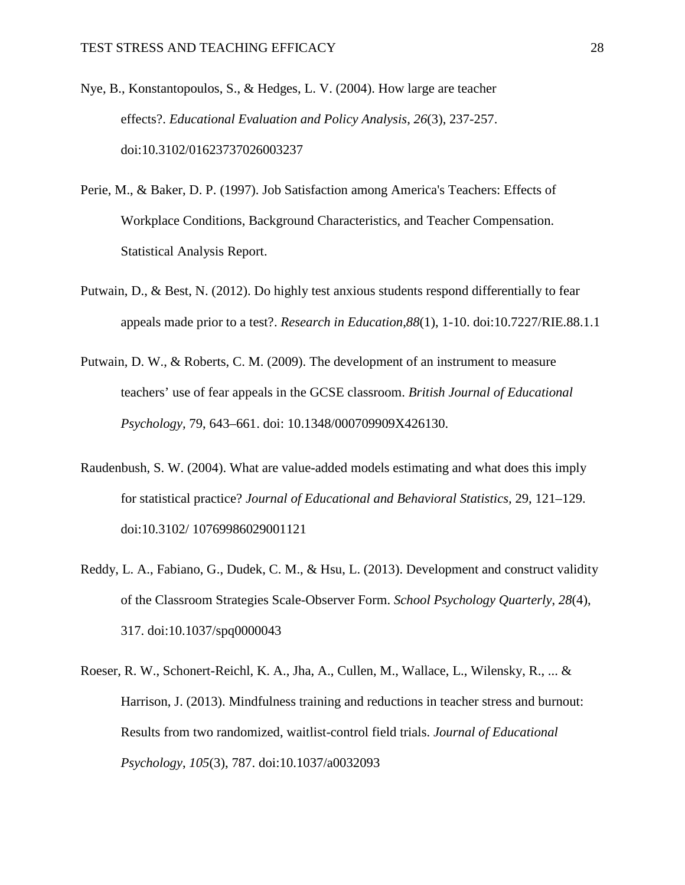Nye, B., Konstantopoulos, S., & Hedges, L. V. (2004). How large are teacher effects?. *Educational Evaluation and Policy Analysis*, *26*(3), 237-257. doi:10.3102/01623737026003237

Perie, M., & Baker, D. P. (1997). Job Satisfaction among America's Teachers: Effects of Workplace Conditions, Background Characteristics, and Teacher Compensation. Statistical Analysis Report.

Putwain, D., & Best, N. (2012). Do highly test anxious students respond differentially to fear appeals made prior to a test?. *Research in Education*,*88*(1), 1-10. doi:10.7227/RIE.88.1.1

Putwain, D. W., & Roberts, C. M. (2009). The development of an instrument to measure teachers' use of fear appeals in the GCSE classroom. *British Journal of Educational Psychology,* 79, 643–661. doi: 10.1348/000709909X426130.

Raudenbush, S. W. (2004). What are value-added models estimating and what does this imply for statistical practice? *Journal of Educational and Behavioral Statistics,* 29, 121–129. doi:10.3102/ 10769986029001121

Reddy, L. A., Fabiano, G., Dudek, C. M., & Hsu, L. (2013). Development and construct validity of the Classroom Strategies Scale-Observer Form. *School Psychology Quarterly*, *28*(4), 317. doi:10.1037/spq0000043

Roeser, R. W., Schonert-Reichl, K. A., Jha, A., Cullen, M., Wallace, L., Wilensky, R., ... & Harrison, J. (2013). Mindfulness training and reductions in teacher stress and burnout: Results from two randomized, waitlist-control field trials. *Journal of Educational Psychology*, *105*(3), 787. doi:10.1037/a0032093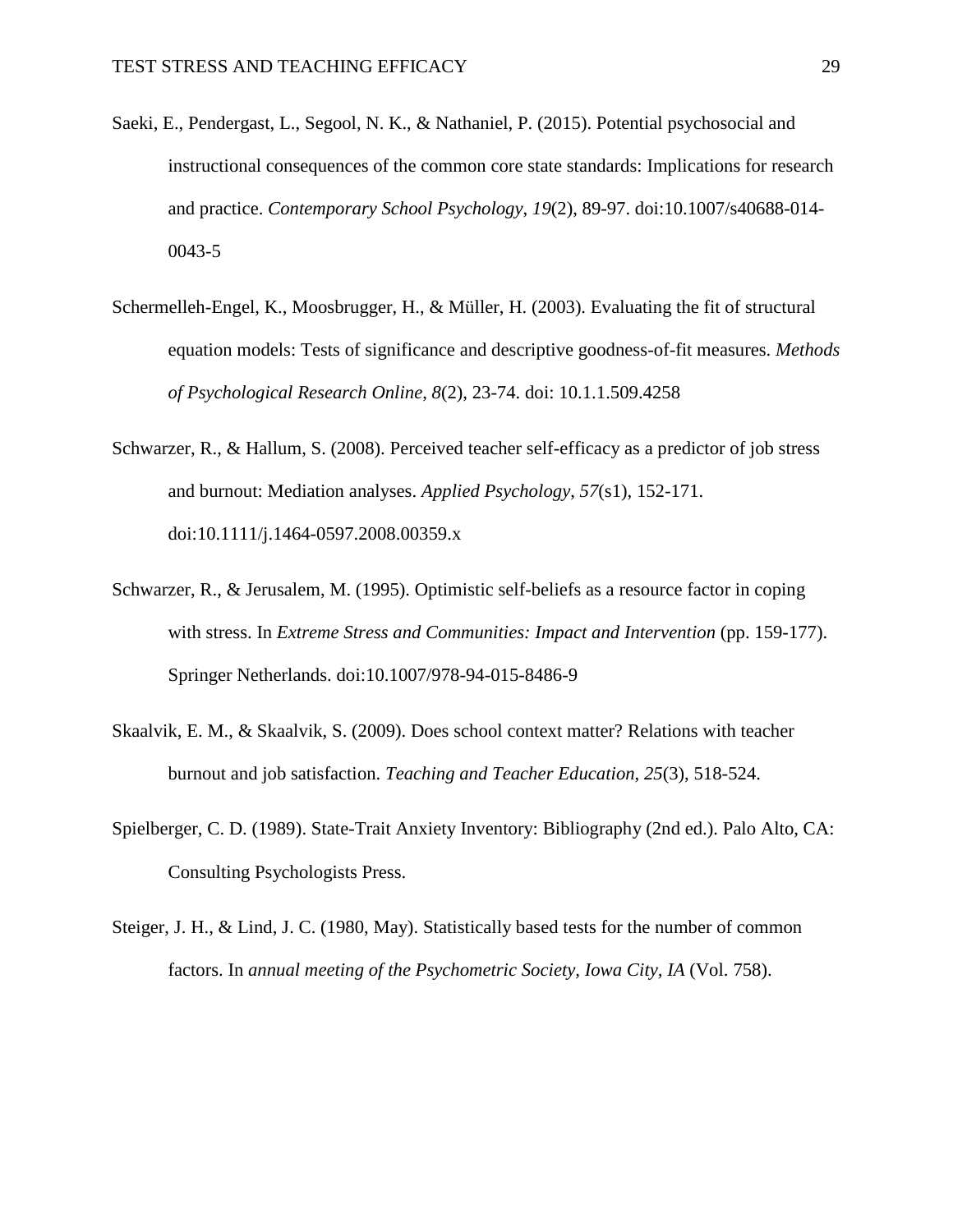Saeki, E., Pendergast, L., Segool, N. K., & Nathaniel, P. (2015). Potential psychosocial and instructional consequences of the common core state standards: Implications for research and practice. *Contemporary School Psychology*, *19*(2), 89-97. doi:10.1007/s40688-014-0043-5

Schermelleh-Engel, K., Moosbrugger, H., & Müller, H. (2003). Evaluating the fit of structural equation models: Tests of significance and descriptive goodness-of-fit measures. *Methods of Psychological Research Online*, *8*(2), 23-74. doi: 10.1.1.509.4258

Schwarzer, R., & Hallum, S. (2008). Perceived teacher self-efficacy as a predictor of job stress and burnout: Mediation analyses. *Applied Psychology*, *57*(s1), 152-171. doi:10.1111/j.1464-0597.2008.00359.x

Schwarzer, R., & Jerusalem, M. (1995). Optimistic self-beliefs as a resource factor in coping with stress. In *Extreme Stress and Communities: Impact and Intervention* (pp. 159-177). Springer Netherlands. doi:10.1007/978-94-015-8486-9

Skaalvik, E. M., & Skaalvik, S. (2009). Does school context matter? Relations with teacher burnout and job satisfaction. *Teaching and Teacher Education*, *25*(3), 518-524.

Spielberger, C. D. (1989). State-Trait Anxiety Inventory: Bibliography (2nd ed.). Palo Alto, CA: Consulting Psychologists Press.

Steiger, J. H., & Lind, J. C. (1980, May). Statistically based tests for the number of common factors. In *annual meeting of the Psychometric Society, Iowa City, IA* (Vol. 758).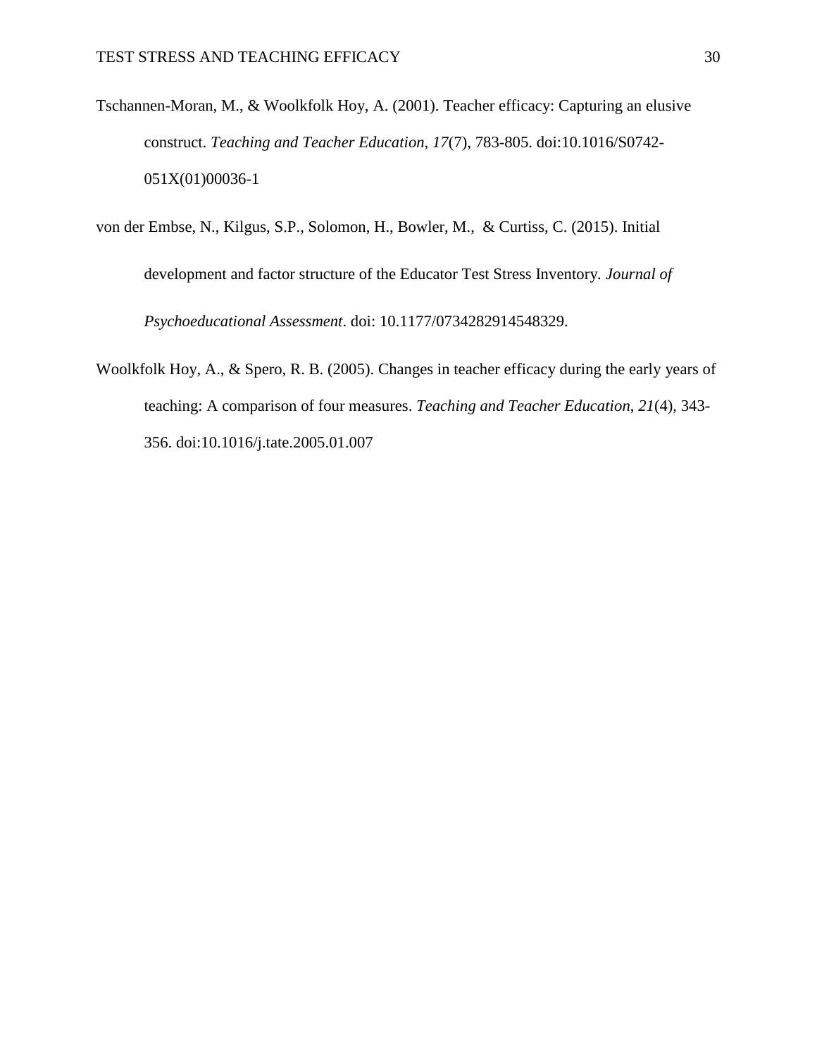Tschannen-Moran, M., & Woolkfolk Hoy, A. (2001). Teacher efficacy: Capturing an elusive construct. *Teaching and Teacher Education*, *17*(7), 783-805. doi:10.1016/S0742-051X(01)00036-1

von der Embse, N., Kilgus, S.P., Solomon, H., Bowler, M., & Curtiss, C. (2015). Initial development and factor structure of the Educator Test Stress Inventory. *Journal of Psychoeducational Assessment*. doi: 10.1177/0734282914548329.

Woolkfolk Hoy, A., & Spero, R. B. (2005). Changes in teacher efficacy during the early years of teaching: A comparison of four measures. *Teaching and Teacher Education*, *21*(4), 343-356. doi:10.1016/j.tate.2005.01.007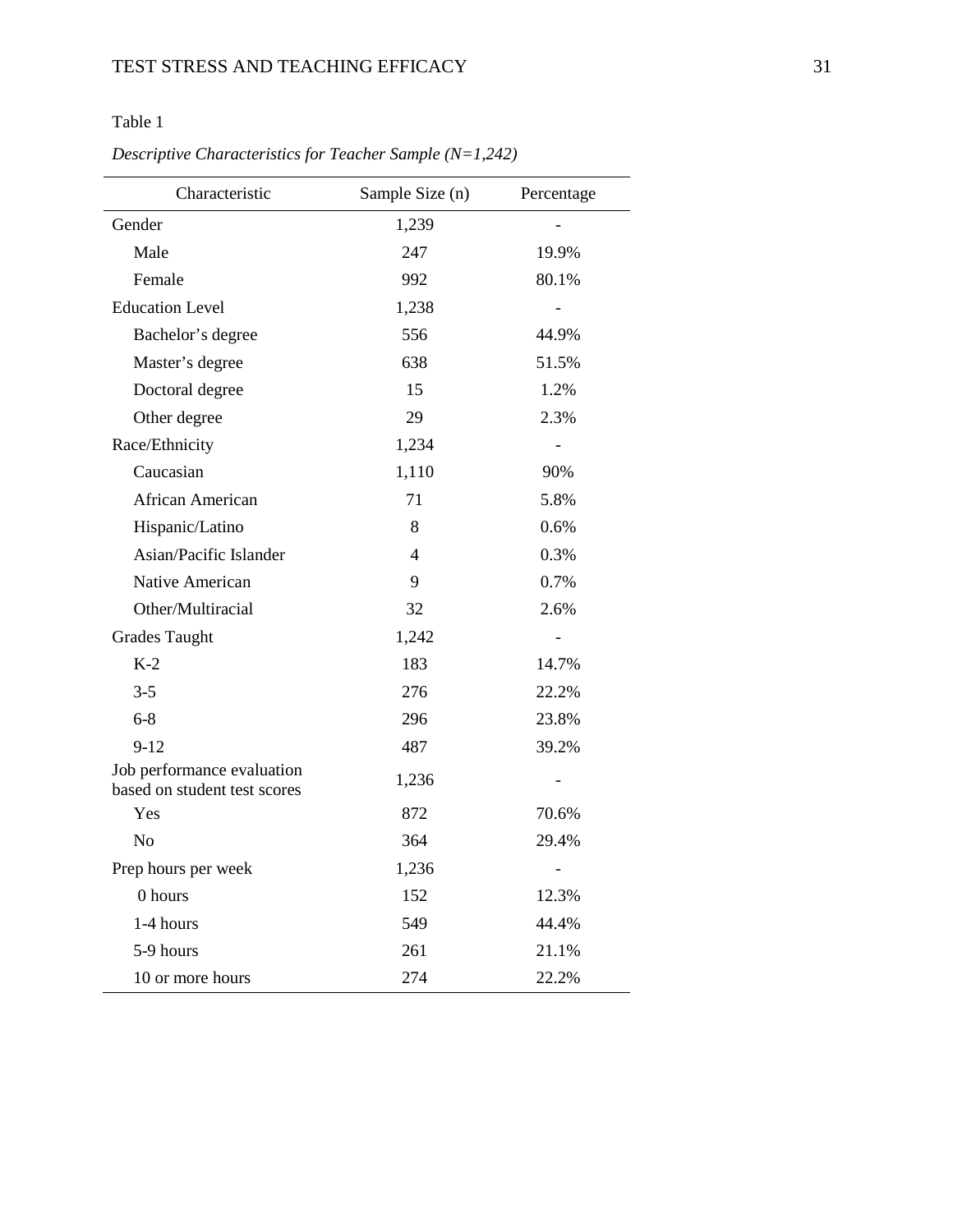Table 1

*Descriptive Characteristics for Teacher Sample (N=1,242)*

| Characteristic | Sample Size (n) | Percentage |
|---|---|---|
| Gender | 1,239 | - |
| Male | 247 | 19.9% |
| Female | 992 | 80.1% |
| Education Level | 1,238 | - |
| Bachelor's degree | 556 | 44.9% |
| Master's degree | 638 | 51.5% |
| Doctoral degree | 15 | 1.2% |
| Other degree | 29 | 2.3% |
| Race/Ethnicity | 1,234 | - |
| Caucasian | 1,110 | 90% |
| African American | 71 | 5.8% |
| Hispanic/Latino | 8 | 0.6% |
| Asian/Pacific Islander | 4 | 0.3% |
| Native American | 9 | 0.7% |
| Other/Multiracial | 32 | 2.6% |
| Grades Taught | 1,242 | - |
| K-2 | 183 | 14.7% |
| 3-5 | 276 | 22.2% |
| 6-8 | 296 | 23.8% |
| 9-12 | 487 | 39.2% |
| Job performance evaluation based on student test scores | 1,236 | - |
| Yes | 872 | 70.6% |
| No | 364 | 29.4% |
| Prep hours per week | 1,236 | - |
| 0 hours | 152 | 12.3% |
| 1-4 hours | 549 | 44.4% |
| 5-9 hours | 261 | 21.1% |
| 10 or more hours | 274 | 22.2% |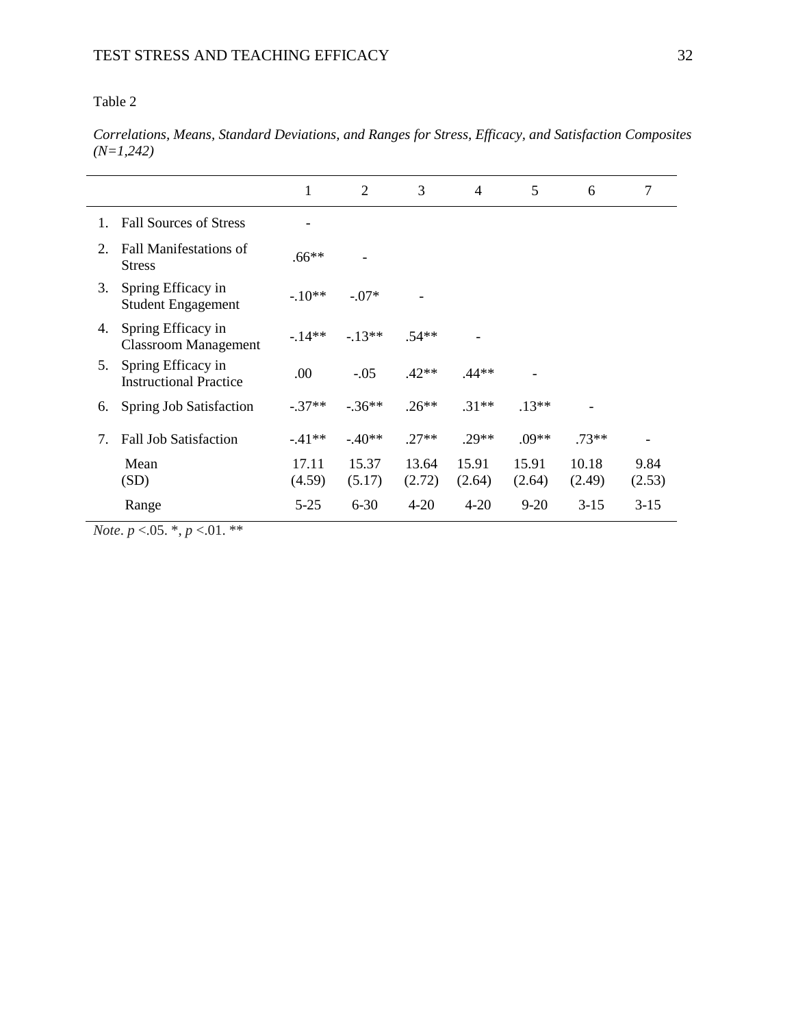Table 2

*Correlations, Means, Standard Deviations, and Ranges for Stress, Efficacy, and Satisfaction Composites (N=1,242)*

| | | 1 | 2 | 3 | 4 | 5 | 6 | 7 |
|---|---|---|---|---|---|---|---|---|
| 1. | Fall Sources of Stress | - | | | | | | |
| 2. | Fall Manifestations of Stress | .66** | - | | | | | |
| 3. | Spring Efficacy in Student Engagement | -.10** | -.07* | - | | | | |
| 4. | Spring Efficacy in Classroom Management | -.14** | -.13** | .54** | - | | | |
| 5. | Spring Efficacy in Instructional Practice | .00 | -.05 | .42** | .44** | - | | |
| 6. | Spring Job Satisfaction | -.37** | -.36** | .26** | .31** | .13** | - | |
| 7. | Fall Job Satisfaction | -.41** | -.40** | .27** | .29** | .09** | .73** | - |
| | Mean (SD) | 17.11 (4.59) | 15.37 (5.17) | 13.64 (2.72) | 15.91 (2.64) | 15.91 (2.64) | 10.18 (2.49) | 9.84 (2.53) |
| | Range | 5-25 | 6-30 | 4-20 | 4-20 | 9-20 | 3-15 | 3-15 |

*Note*. $p < .05$. *, $p < .01$. **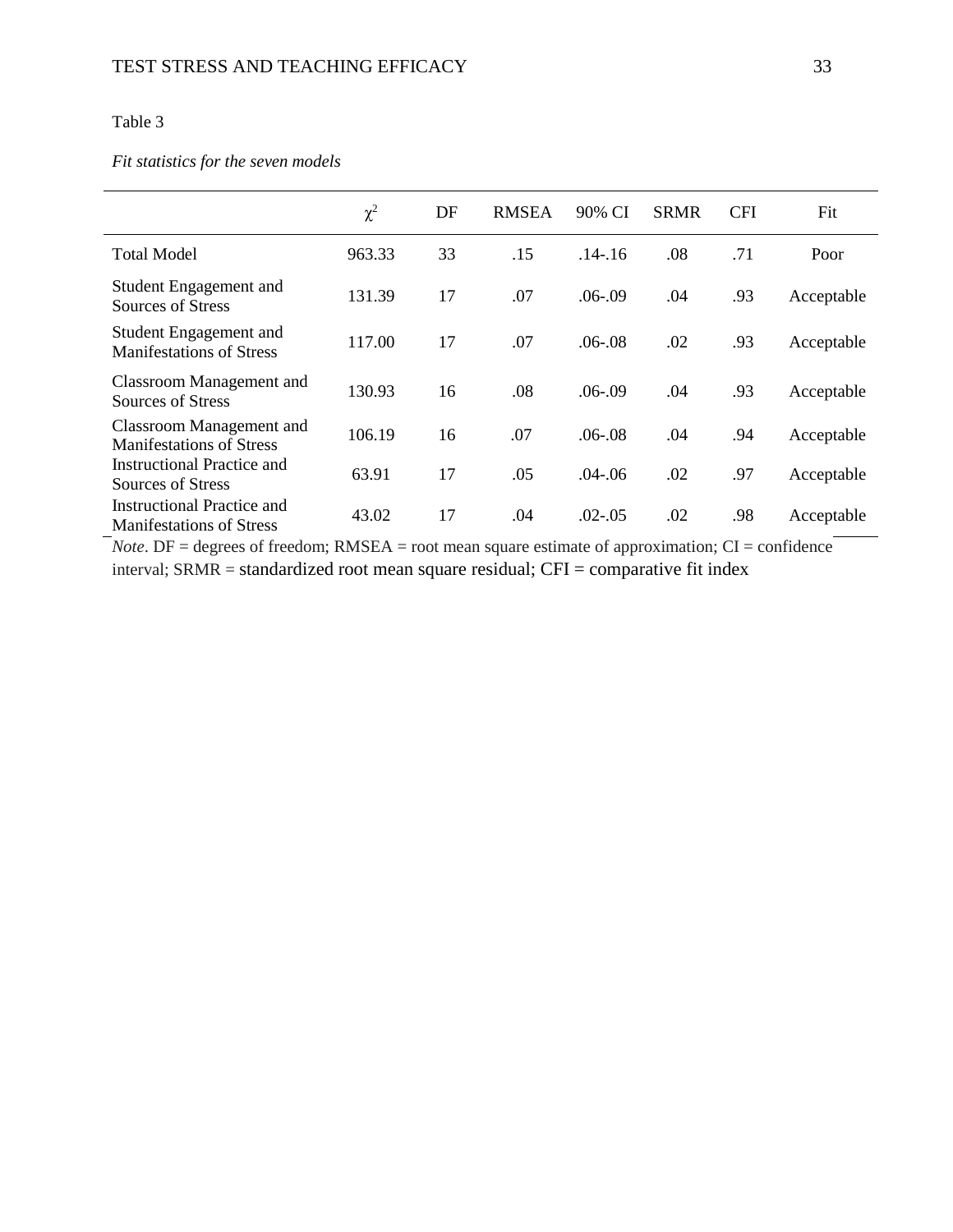Table 3

*Fit statistics for the seven models*

| | $\chi^2$ | DF | RMSEA | 90% CI | SRMR | CFI | Fit |
|---|---|---|---|---|---|---|---|
| Total Model | 963.33 | 33 | .15 | .14-.16 | .08 | .71 | Poor |
| Student Engagement and Sources of Stress | 131.39 | 17 | .07 | .06-.09 | .04 | .93 | Acceptable |
| Student Engagement and Manifestations of Stress | 117.00 | 17 | .07 | .06-.08 | .02 | .93 | Acceptable |
| Classroom Management and Sources of Stress | 130.93 | 16 | .08 | .06-.09 | .04 | .93 | Acceptable |
| Classroom Management and Manifestations of Stress | 106.19 | 16 | .07 | .06-.08 | .04 | .94 | Acceptable |
| Instructional Practice and Sources of Stress | 63.91 | 17 | .05 | .04-.06 | .02 | .97 | Acceptable |
| Instructional Practice and Manifestations of Stress | 43.02 | 17 | .04 | .02-.05 | .02 | .98 | Acceptable |

*Note*. DF = degrees of freedom; RMSEA = root mean square estimate of approximation; CI = confidence interval; SRMR = standardized root mean square residual; CFI = comparative fit index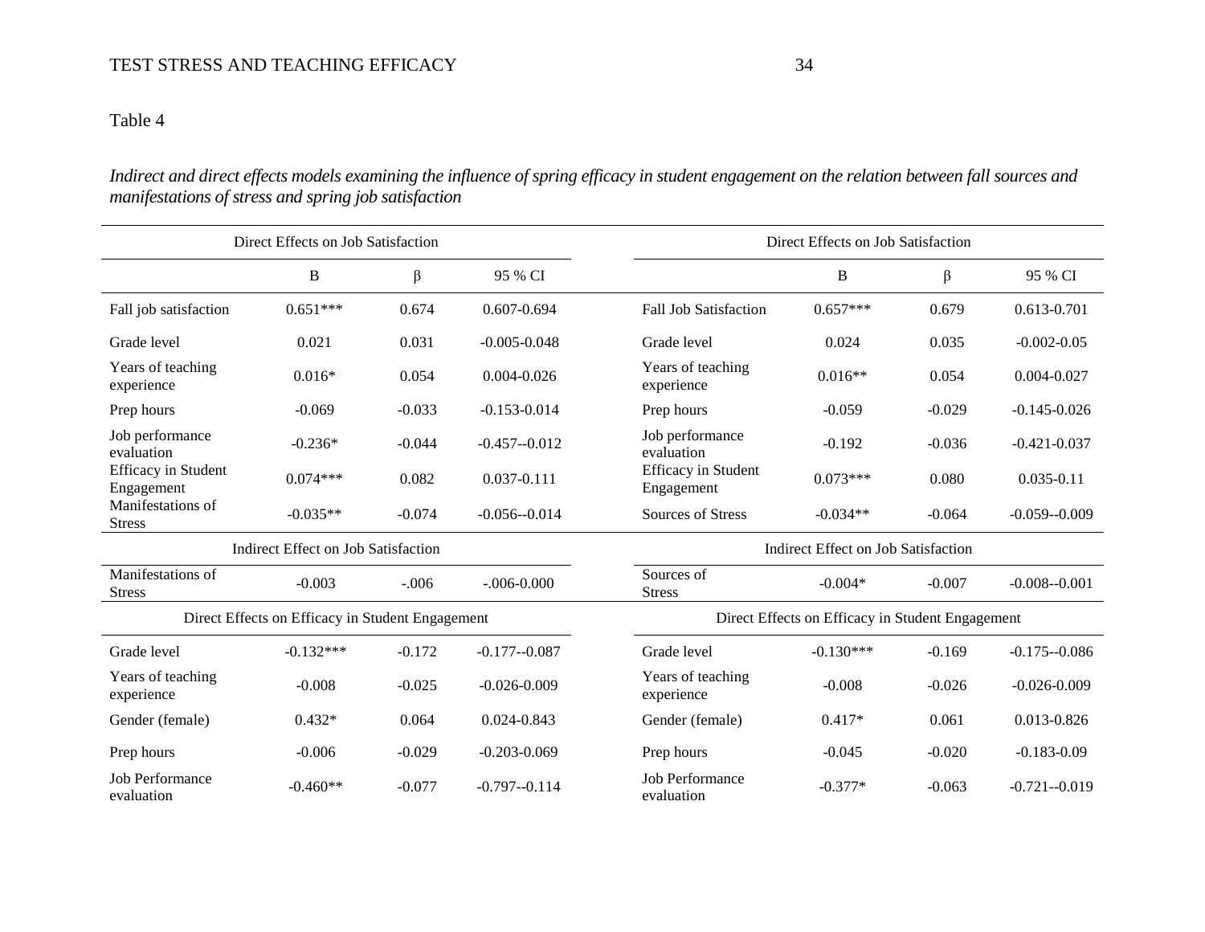Table 4

*Indirect and direct effects models examining the influence of spring efficacy in student engagement on the relation between fall sources and manifestations of stress and spring job satisfaction*

| Direct Effects on Job Satisfaction | | | | Direct Effects on Job Satisfaction | | | |
|---|---|---|---|---|---|---|---|
| | B | β | 95 % CI | | B | β | 95 % CI |
| Fall job satisfaction | 0.651*** | 0.674 | 0.607-0.694 | Fall Job Satisfaction | 0.657*** | 0.679 | 0.613-0.701 |
| Grade level | 0.021 | 0.031 | -0.005-0.048 | Grade level | 0.024 | 0.035 | -0.002-0.05 |
| Years of teaching experience | 0.016* | 0.054 | 0.004-0.026 | Years of teaching experience | 0.016** | 0.054 | 0.004-0.027 |
| Prep hours | -0.069 | -0.033 | -0.153-0.014 | Prep hours | -0.059 | -0.029 | -0.145-0.026 |
| Job performance evaluation | -0.236* | -0.044 | -0.457--0.012 | Job performance evaluation | -0.192 | -0.036 | -0.421-0.037 |
| Efficacy in Student Engagement | 0.074*** | 0.082 | 0.037-0.111 | Efficacy in Student Engagement | 0.073*** | 0.080 | 0.035-0.11 |
| Manifestations of Stress | -0.035** | -0.074 | -0.056--0.014 | Sources of Stress | -0.034** | -0.064 | -0.059--0.009 |
| Indirect Effect on Job Satisfaction | | | | Indirect Effect on Job Satisfaction | | | |
| Manifestations of Stress | -0.003 | -.006 | -.006-0.000 | Sources of Stress | -0.004* | -0.007 | -0.008--0.001 |
| Direct Effects on Efficacy in Student Engagement | | | | Direct Effects on Efficacy in Student Engagement | | | |
| Grade level | -0.132*** | -0.172 | -0.177--0.087 | Grade level | -0.130*** | -0.169 | -0.175--0.086 |
| Years of teaching experience | -0.008 | -0.025 | -0.026-0.009 | Years of teaching experience | -0.008 | -0.026 | -0.026-0.009 |
| Gender (female) | 0.432* | 0.064 | 0.024-0.843 | Gender (female) | 0.417* | 0.061 | 0.013-0.826 |
| Prep hours | -0.006 | -0.029 | -0.203-0.069 | Prep hours | -0.045 | -0.020 | -0.183-0.09 |
| Job Performance evaluation | -0.460** | -0.077 | -0.797--0.114 | Job Performance evaluation | -0.377* | -0.063 | -0.721--0.019 |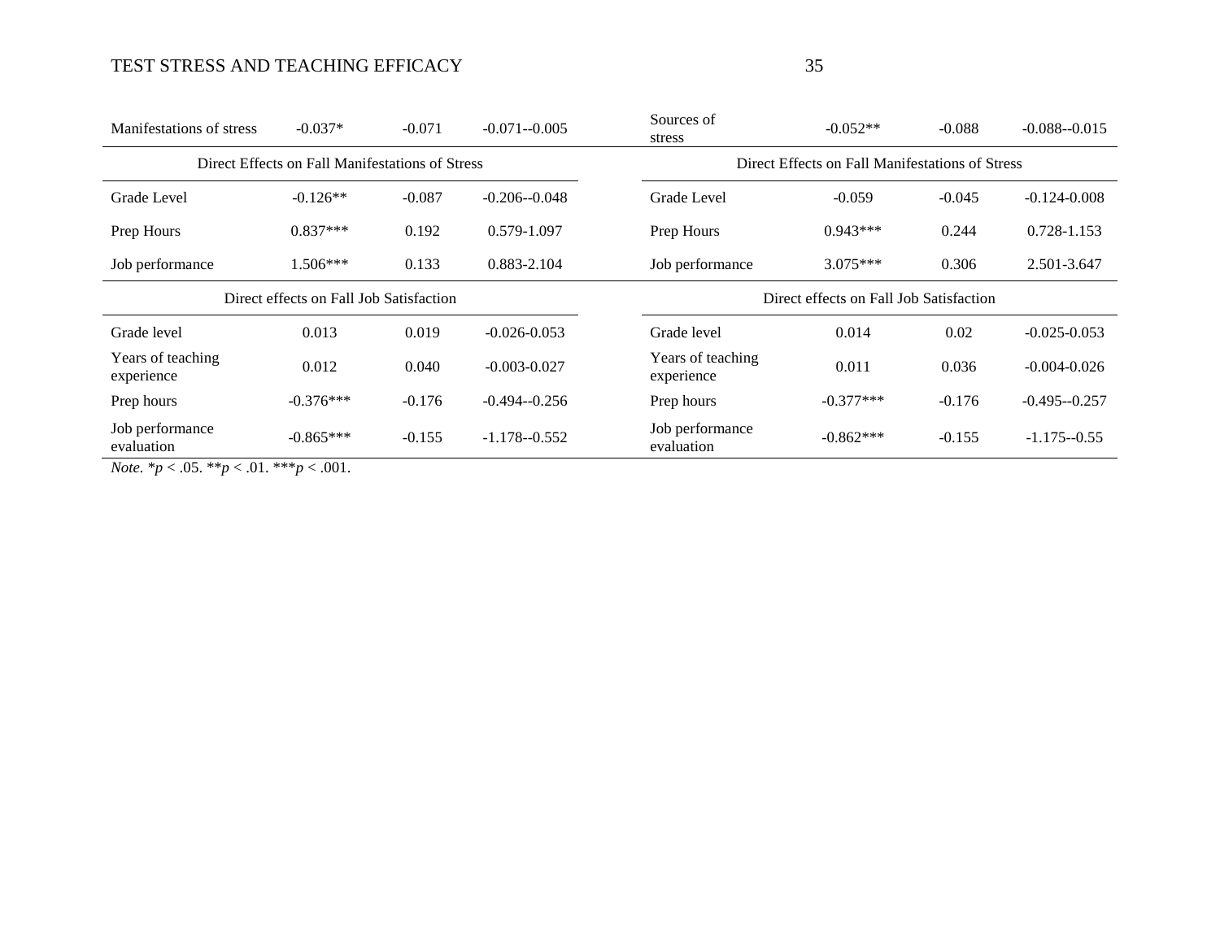| Manifestations of stress | -0.037* | -0.071 | -0.071--0.005 | Sources of stress | -0.052** | -0.088 | -0.088--0.015 |
|---|---|---|---|---|---|---|---|
| Direct Effects on Fall Manifestations of Stress | | | | Direct Effects on Fall Manifestations of Stress | | | |
| Grade Level | -0.126** | -0.087 | -0.206--0.048 | Grade Level | -0.059 | -0.045 | -0.124-0.008 |
| Prep Hours | 0.837*** | 0.192 | 0.579-1.097 | Prep Hours | 0.943*** | 0.244 | 0.728-1.153 |
| Job performance | 1.506*** | 0.133 | 0.883-2.104 | Job performance | 3.075*** | 0.306 | 2.501-3.647 |
| Direct effects on Fall Job Satisfaction | | | | Direct effects on Fall Job Satisfaction | | | |
| Grade level | 0.013 | 0.019 | -0.026-0.053 | Grade level | 0.014 | 0.02 | -0.025-0.053 |
| Years of teaching experience | 0.012 | 0.040 | -0.003-0.027 | Years of teaching experience | 0.011 | 0.036 | -0.004-0.026 |
| Prep hours | -0.376*** | -0.176 | -0.494--0.256 | Prep hours | -0.377*** | -0.176 | -0.495--0.257 |
| Job performance evaluation | -0.865*** | -0.155 | -1.178--0.552 | Job performance evaluation | -0.862*** | -0.155 | -1.175--0.55 |

*Note.* *$p < .05$. **$p < .01$. ***$p < .001$.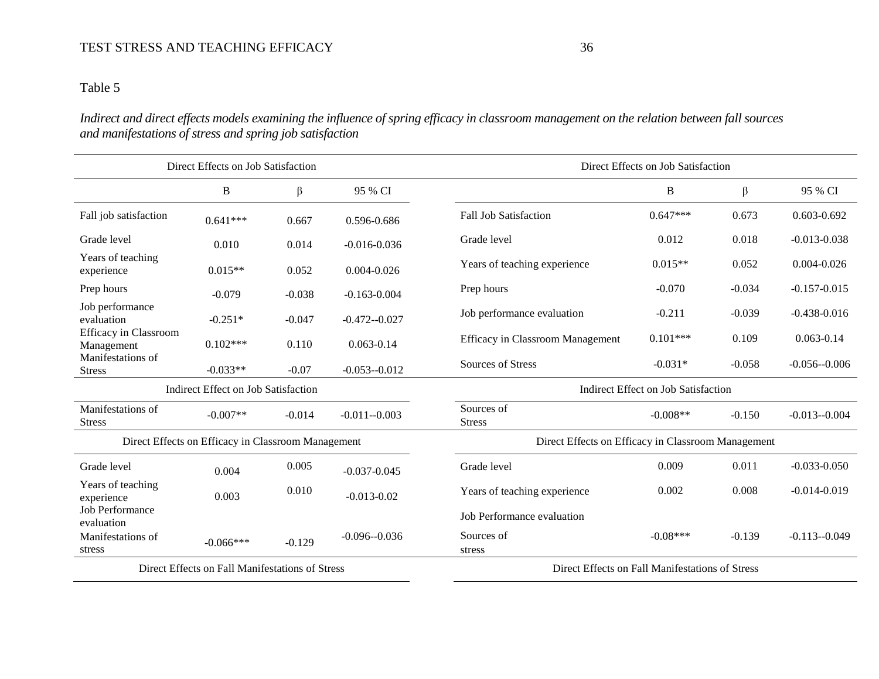Table 5

*Indirect and direct effects models examining the influence of spring efficacy in classroom management on the relation between fall sources and manifestations of stress and spring job satisfaction*

| Direct Effects on Job Satisfaction | | | |
|---|---|---|---|
| | B | β | 95 % CI |
| Fall job satisfaction | 0.641*** | 0.667 | 0.596-0.686 |
| Grade level | 0.010 | 0.014 | -0.016-0.036 |
| Years of teaching experience | 0.015** | 0.052 | 0.004-0.026 |
| Prep hours | -0.079 | -0.038 | -0.163-0.004 |
| Job performance evaluation | -0.251* | -0.047 | -0.472--0.027 |
| Efficacy in Classroom Management | 0.102*** | 0.110 | 0.063-0.14 |
| Manifestations of Stress | -0.033** | -0.07 | -0.053--0.012 |
| **Indirect Effect on Job Satisfaction** | | | |
| Manifestations of Stress | -0.007** | -0.014 | -0.011--0.003 |
| **Direct Effects on Efficacy in Classroom Management** | | | |
| Grade level | 0.004 | 0.005 | -0.037-0.045 |
| Years of teaching experience | 0.003 | 0.010 | -0.013-0.02 |
| Job Performance evaluation | | | |
| Manifestations of stress | -0.066*** | -0.129 | -0.096--0.036 |
| **Direct Effects on Fall Manifestations of Stress** | | | |

| Direct Effects on Job Satisfaction | | | |
|---|---|---|---|
| | B | β | 95 % CI |
| Fall Job Satisfaction | 0.647*** | 0.673 | 0.603-0.692 |
| Grade level | 0.012 | 0.018 | -0.013-0.038 |
| Years of teaching experience | 0.015** | 0.052 | 0.004-0.026 |
| Prep hours | -0.070 | -0.034 | -0.157-0.015 |
| Job performance evaluation | -0.211 | -0.039 | -0.438-0.016 |
| Efficacy in Classroom Management | 0.101*** | 0.109 | 0.063-0.14 |
| Sources of Stress | -0.031* | -0.058 | -0.056--0.006 |
| **Indirect Effect on Job Satisfaction** | | | |
| Sources of Stress | -0.008** | -0.150 | -0.013--0.004 |
| **Direct Effects on Efficacy in Classroom Management** | | | |
| Grade level | 0.009 | 0.011 | -0.033-0.050 |
| Years of teaching experience | 0.002 | 0.008 | -0.014-0.019 |
| Job Performance evaluation | | | |
| Sources of stress | -0.08*** | -0.139 | -0.113--0.049 |
| **Direct Effects on Fall Manifestations of Stress** | | | |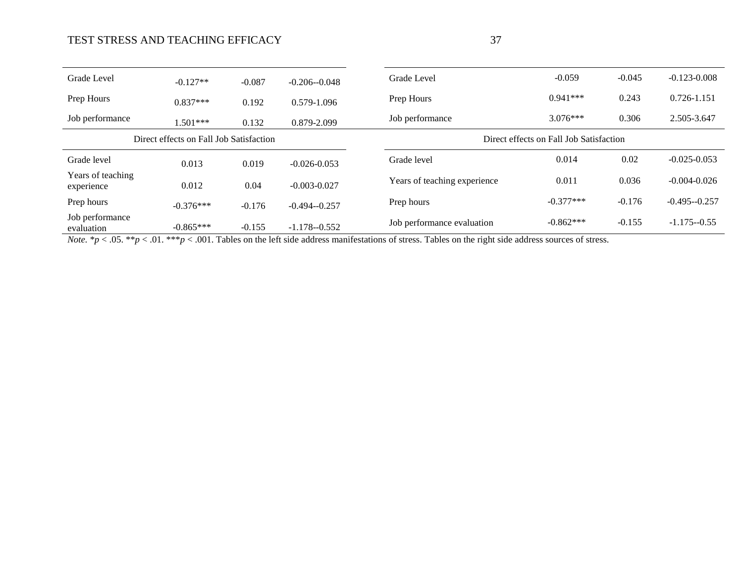| | | | |
|---|---|---|---|
| Grade Level | -0.127** | -0.087 | -0.206--0.048 |
| Prep Hours | 0.837*** | 0.192 | 0.579-1.096 |
| Job performance | 1.501*** | 0.132 | 0.879-2.099 |
| Direct effects on Fall Job Satisfaction | | | |
| Grade level | 0.013 | 0.019 | -0.026-0.053 |
| Years of teaching experience | 0.012 | 0.04 | -0.003-0.027 |
| Prep hours | -0.376*** | -0.176 | -0.494--0.257 |
| Job performance evaluation | -0.865*** | -0.155 | -1.178--0.552 |

| | | | |
|---|---|---|---|
| Grade Level | -0.059 | -0.045 | -0.123-0.008 |
| Prep Hours | 0.941*** | 0.243 | 0.726-1.151 |
| Job performance | 3.076*** | 0.306 | 2.505-3.647 |
| Direct effects on Fall Job Satisfaction | | | |
| Grade level | 0.014 | 0.02 | -0.025-0.053 |
| Years of teaching experience | 0.011 | 0.036 | -0.004-0.026 |
| Prep hours | -0.377*** | -0.176 | -0.495--0.257 |
| Job performance evaluation | -0.862*** | -0.155 | -1.175--0.55 |

*Note.* \**p* < .05. \*\**p* < .01. \*\*\**p* < .001. Tables on the left side address manifestations of stress. Tables on the right side address sources of stress.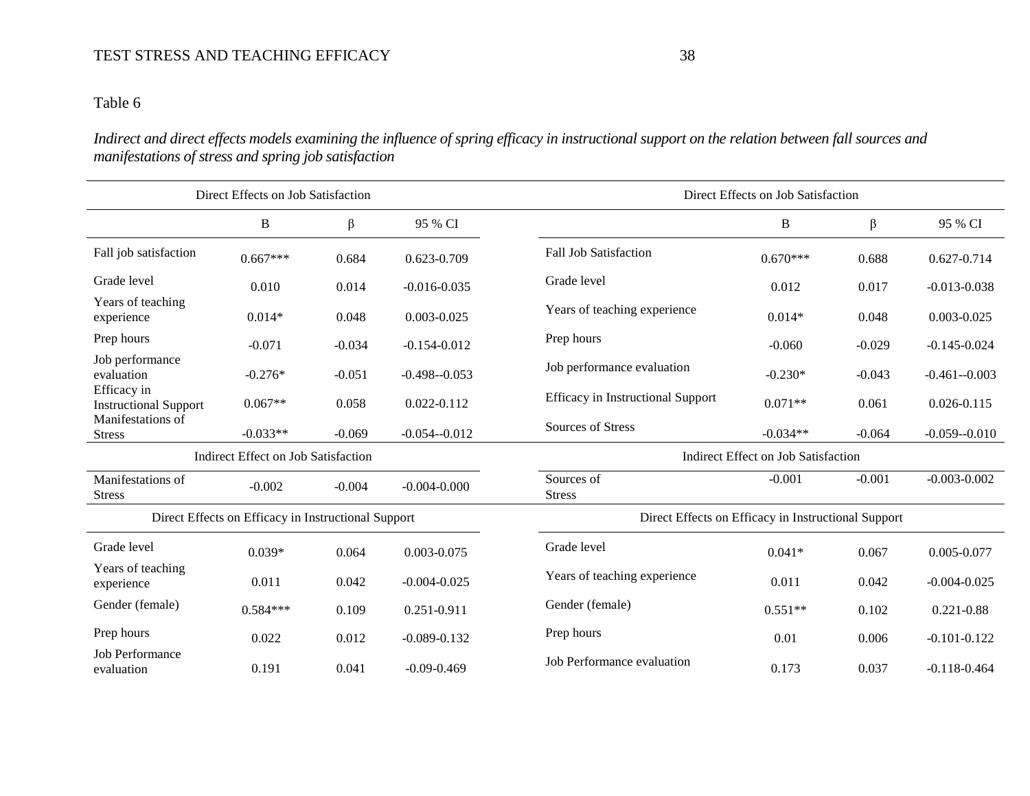Table 6

*Indirect and direct effects models examining the influence of spring efficacy in instructional support on the relation between fall sources and manifestations of stress and spring job satisfaction*

| Direct Effects on Job Satisfaction | | | | Direct Effects on Job Satisfaction | | | |
|---|---|---|---|---|---|---|---|
| | B | β | 95 % CI | | B | β | 95 % CI |
| Fall job satisfaction | 0.667*** | 0.684 | 0.623-0.709 | Fall Job Satisfaction | 0.670*** | 0.688 | 0.627-0.714 |
| Grade level | 0.010 | 0.014 | -0.016-0.035 | Grade level | 0.012 | 0.017 | -0.013-0.038 |
| Years of teaching experience | 0.014* | 0.048 | 0.003-0.025 | Years of teaching experience | 0.014* | 0.048 | 0.003-0.025 |
| Prep hours | -0.071 | -0.034 | -0.154-0.012 | Prep hours | -0.060 | -0.029 | -0.145-0.024 |
| Job performance evaluation | -0.276* | -0.051 | -0.498--0.053 | Job performance evaluation | -0.230* | -0.043 | -0.461--0.003 |
| Efficacy in Instructional Support | 0.067** | 0.058 | 0.022-0.112 | Efficacy in Instructional Support | 0.071** | 0.061 | 0.026-0.115 |
| Manifestations of Stress | -0.033** | -0.069 | -0.054--0.012 | Sources of Stress | -0.034** | -0.064 | -0.059--0.010 |
| **Indirect Effect on Job Satisfaction** | | | | **Indirect Effect on Job Satisfaction** | | | |
| Manifestations of Stress | -0.002 | -0.004 | -0.004-0.000 | Sources of Stress | -0.001 | -0.001 | -0.003-0.002 |
| **Direct Effects on Efficacy in Instructional Support** | | | | **Direct Effects on Efficacy in Instructional Support** | | | |
| Grade level | 0.039* | 0.064 | 0.003-0.075 | Grade level | 0.041* | 0.067 | 0.005-0.077 |
| Years of teaching experience | 0.011 | 0.042 | -0.004-0.025 | Years of teaching experience | 0.011 | 0.042 | -0.004-0.025 |
| Gender (female) | 0.584*** | 0.109 | 0.251-0.911 | Gender (female) | 0.551** | 0.102 | 0.221-0.88 |
| Prep hours | 0.022 | 0.012 | -0.089-0.132 | Prep hours | 0.01 | 0.006 | -0.101-0.122 |
| Job Performance evaluation | 0.191 | 0.041 | -0.09-0.469 | Job Performance evaluation | 0.173 | 0.037 | -0.118-0.464 |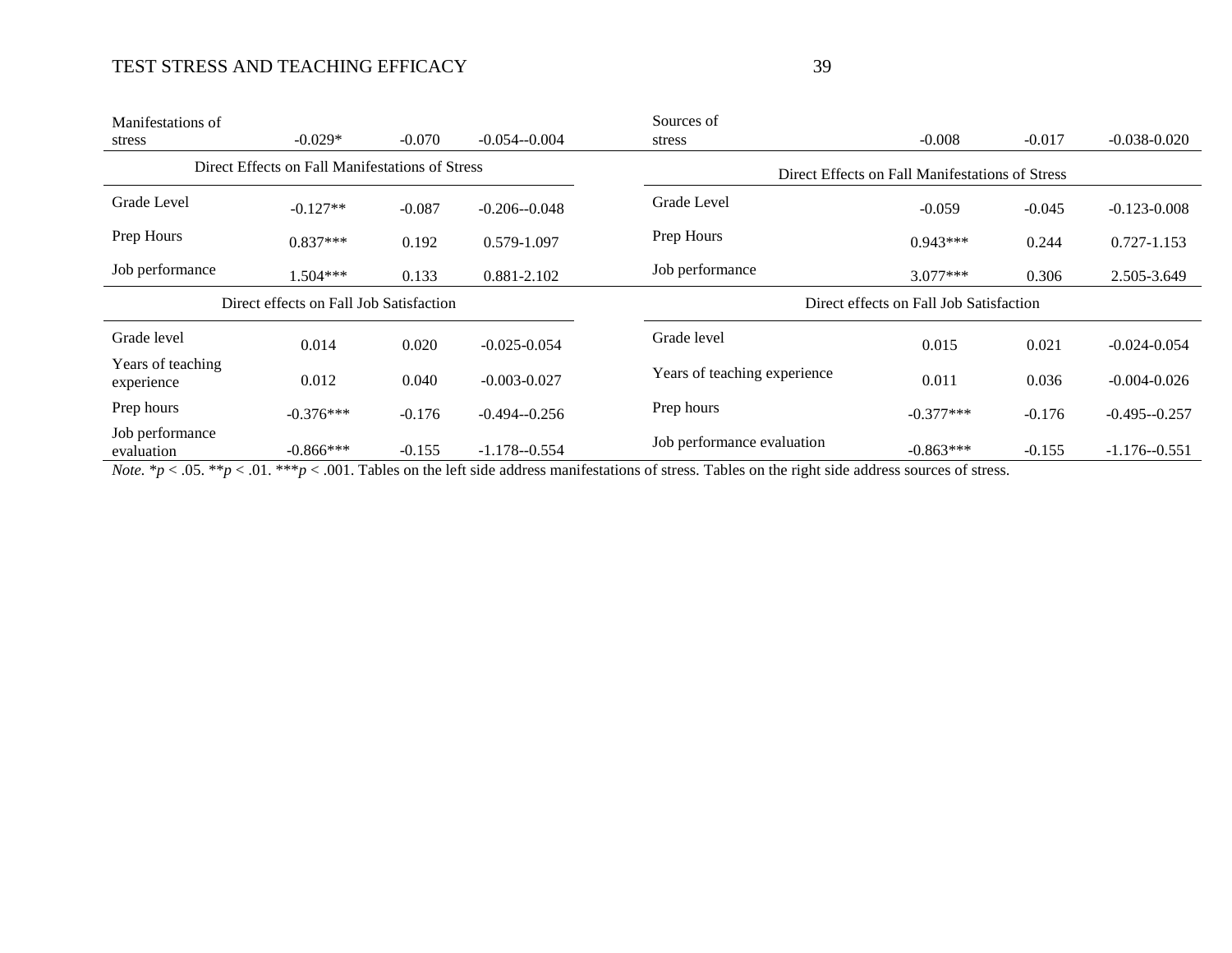| Manifestations of stress | -0.029* | -0.070 | -0.054--0.004 | Sources of stress | -0.008 | -0.017 | -0.038-0.020 |
|---|---|---|---|---|---|---|---|
| Direct Effects on Fall Manifestations of Stress | | | | Direct Effects on Fall Manifestations of Stress | | | |
| Grade Level | -0.127** | -0.087 | -0.206--0.048 | Grade Level | -0.059 | -0.045 | -0.123-0.008 |
| Prep Hours | 0.837*** | 0.192 | 0.579-1.097 | Prep Hours | 0.943*** | 0.244 | 0.727-1.153 |
| Job performance | 1.504*** | 0.133 | 0.881-2.102 | Job performance | 3.077*** | 0.306 | 2.505-3.649 |
| Direct effects on Fall Job Satisfaction | | | | Direct effects on Fall Job Satisfaction | | | |
| Grade level | 0.014 | 0.020 | -0.025-0.054 | Grade level | 0.015 | 0.021 | -0.024-0.054 |
| Years of teaching experience | 0.012 | 0.040 | -0.003-0.027 | Years of teaching experience | 0.011 | 0.036 | -0.004-0.026 |
| Prep hours | -0.376*** | -0.176 | -0.494--0.256 | Prep hours | -0.377*** | -0.176 | -0.495--0.257 |
| Job performance evaluation | -0.866*** | -0.155 | -1.178--0.554 | Job performance evaluation | -0.863*** | -0.155 | -1.176--0.551 |

*Note.* *$p < .05$. **$p < .01$. ***$p < .001$. Tables on the left side address manifestations of stress. Tables on the right side address sources of stress.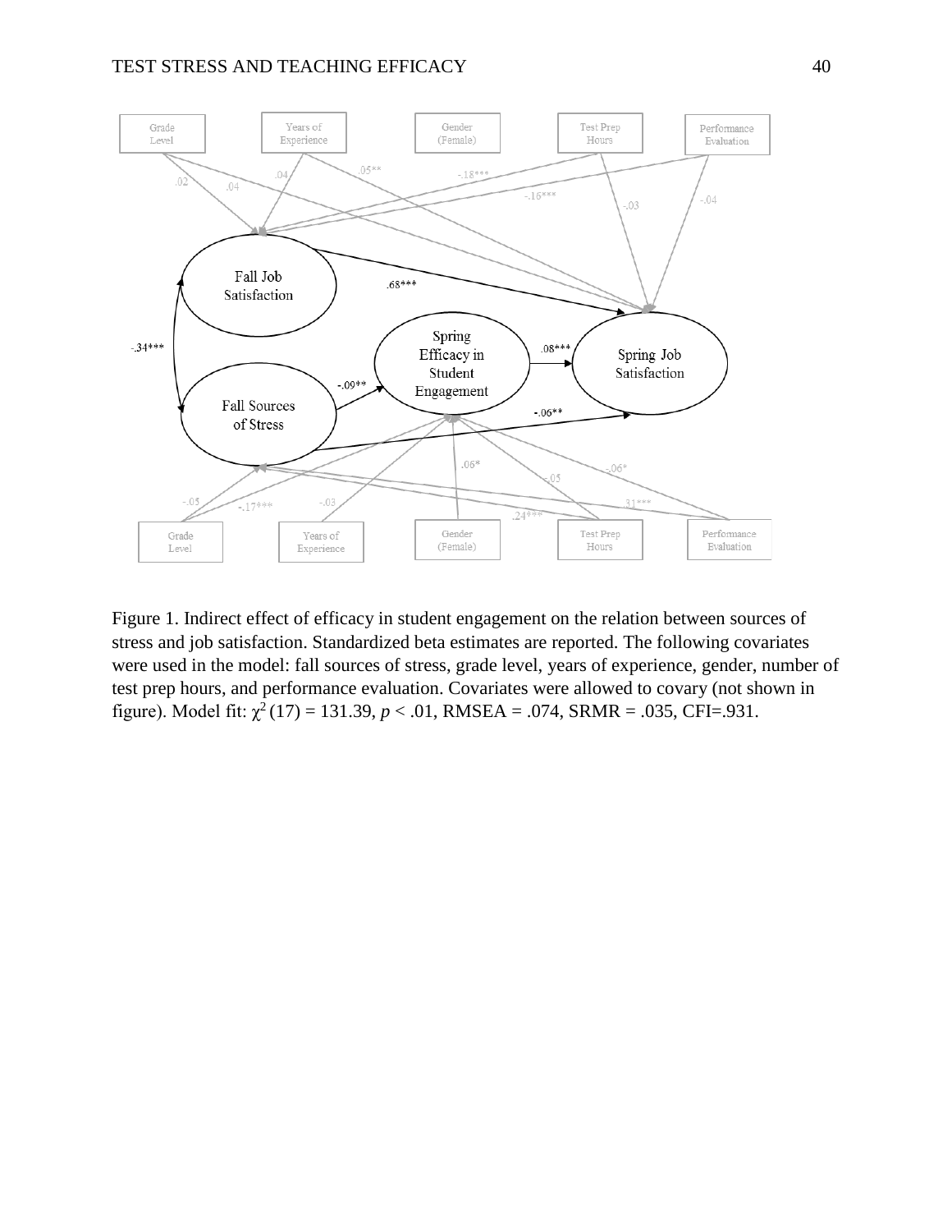Figure 1. Indirect effect of efficacy in student engagement on the relation between sources of stress and job satisfaction. Standardized beta estimates are reported. The following covariates were used in the model: fall sources of stress, grade level, years of experience, gender, number of test prep hours, and performance evaluation. Covariates were allowed to covary (not shown in figure). Model fit: $\chi^2$ (17) = 131.39, $p$ < .01, RMSEA = .074, SRMR = .035, CFI=.931.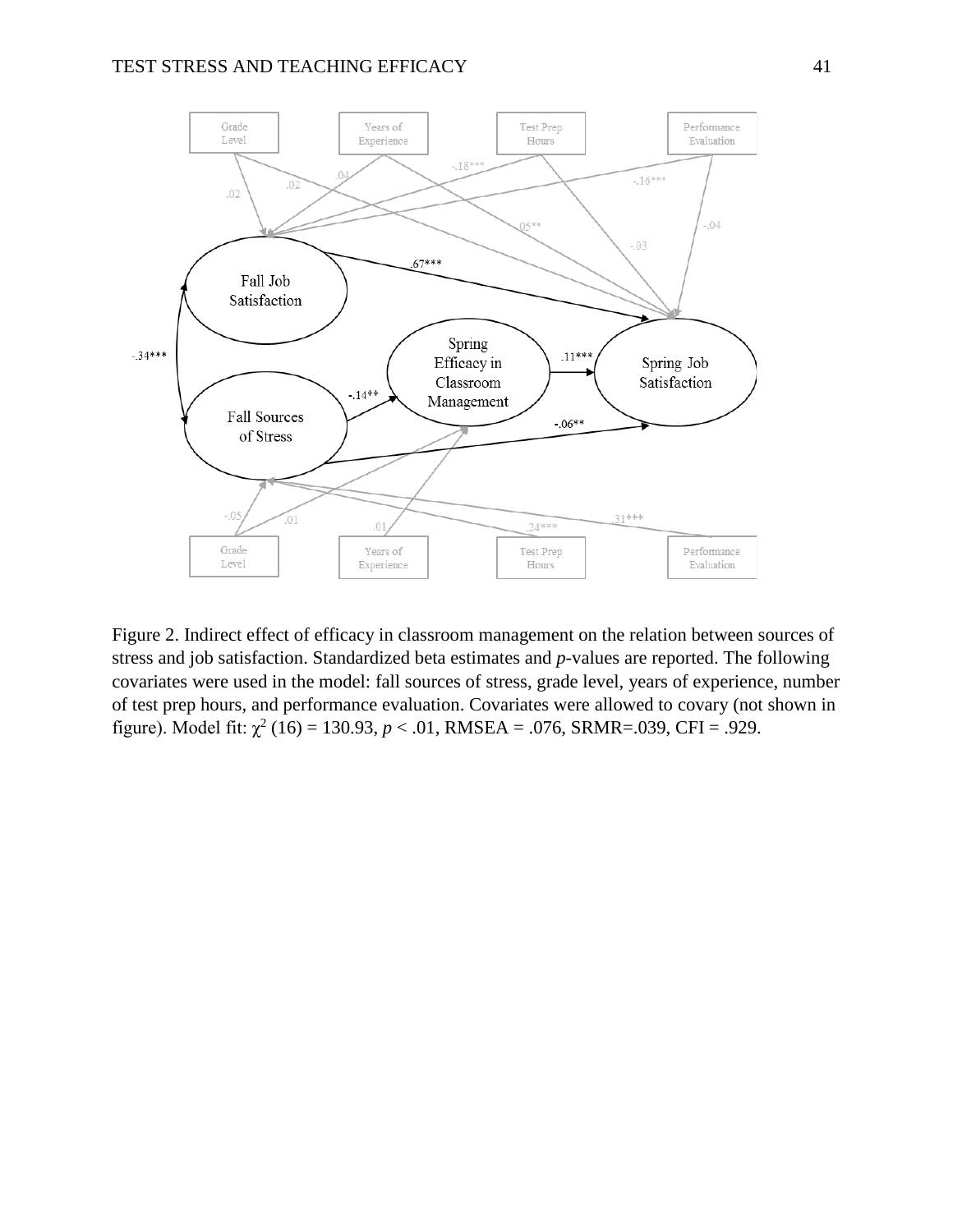Figure 2. Indirect effect of efficacy in classroom management on the relation between sources of stress and job satisfaction. Standardized beta estimates and *p*-values are reported. The following covariates were used in the model: fall sources of stress, grade level, years of experience, number of test prep hours, and performance evaluation. Covariates were allowed to covary (not shown in figure). Model fit: $\chi^2$ (16) = 130.93, $p < .01$, RMSEA = .076, SRMR=.039, CFI = .929.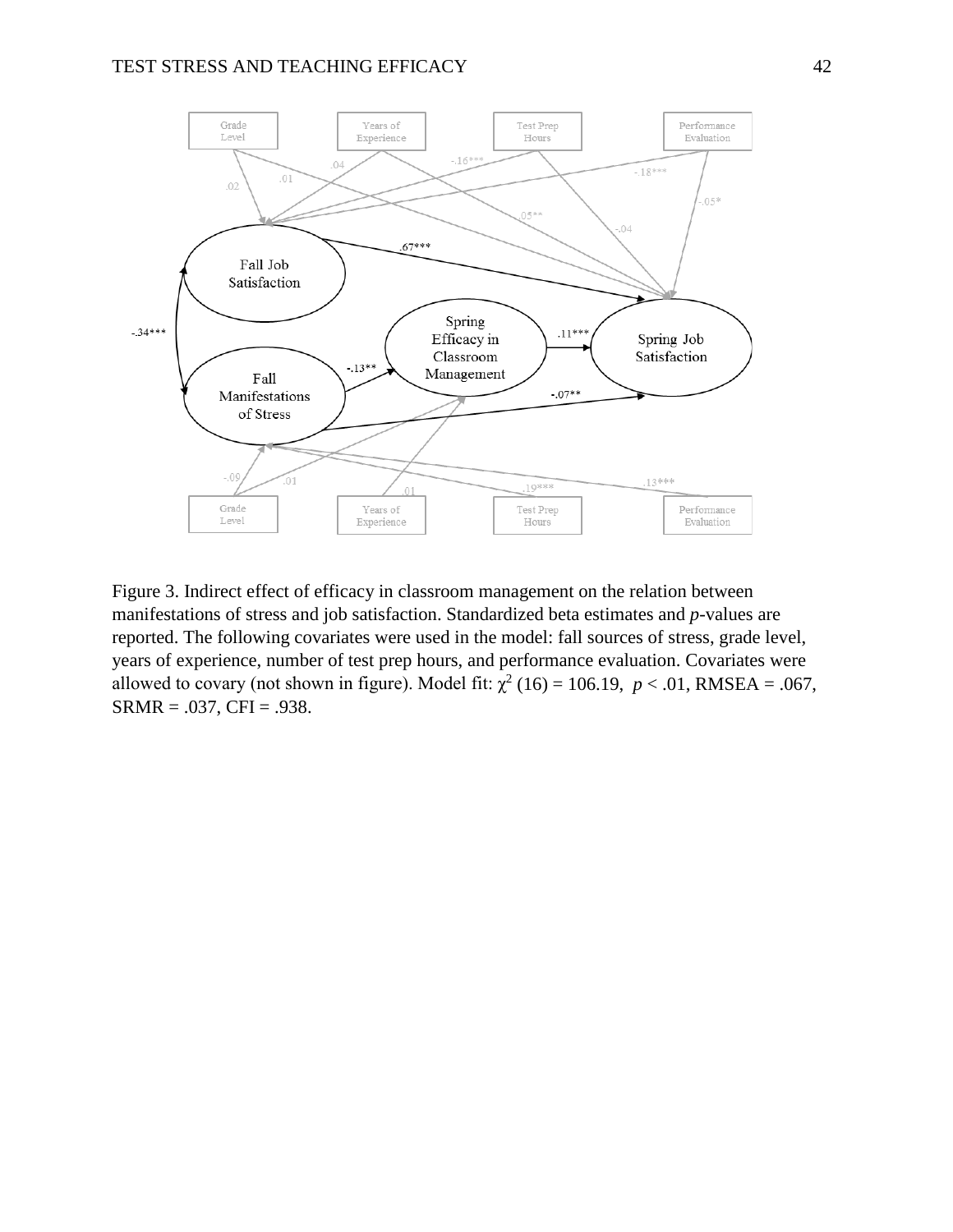Grade Level

Years of Experience

Test Prep Hours

Performance Evaluation

.02

.01

.04

-.16***

-.18***

-.05*

.05**

-.04

.67***

Fall Job Satisfaction

-.34***

Spring Efficacy in Classroom Management

.11***

Spring Job Satisfaction

-.13**

Fall Manifestations of Stress

-.07**

-.09

.01

.01

.19***

.13***

Grade Level

Years of Experience

Test Prep Hours

Performance Evaluation

Figure 3. Indirect effect of efficacy in classroom management on the relation between manifestations of stress and job satisfaction. Standardized beta estimates and *p*-values are reported. The following covariates were used in the model: fall sources of stress, grade level, years of experience, number of test prep hours, and performance evaluation. Covariates were allowed to covary (not shown in figure). Model fit: $\chi^2$ (16) = 106.19, $p < .01$, RMSEA = .067, SRMR = .037, CFI = .938.